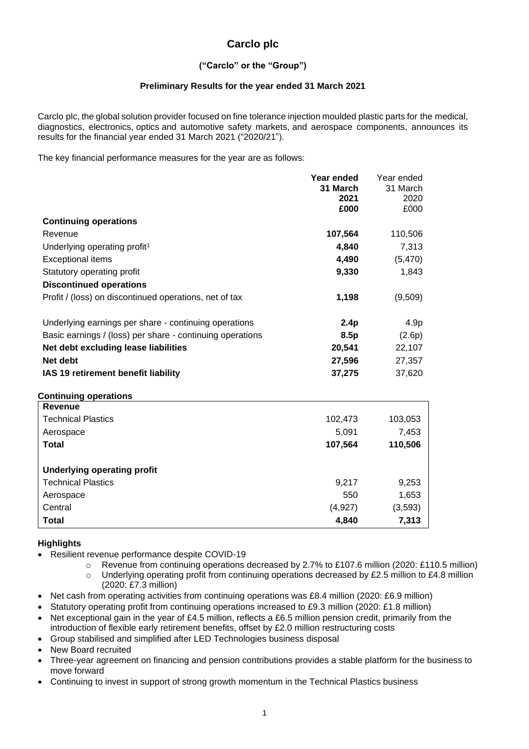# Carclo plc

**("Carclo" or the "Group")**

**Preliminary Results for the year ended 31 March 2021**

Carclo plc, the global solution provider focused on fine tolerance injection moulded plastic parts for the medical, diagnostics, electronics, optics and automotive safety markets, and aerospace components, announces its results for the financial year ended 31 March 2021 ("2020/21").

The key financial performance measures for the year are as follows:

| | **Year ended 31 March 2021 £000** | Year ended 31 March 2020 £000 |
|---|---|---|
| **Continuing operations** | | |
| Revenue | **107,564** | 110,506 |
| Underlying operating profit[1] | **4,840** | 7,313 |
| Exceptional items | **4,490** | (5,470) |
| Statutory operating profit | **9,330** | 1,843 |
| **Discontinued operations** | | |
| Profit / (loss) on discontinued operations, net of tax | **1,198** | (9,509) |
| | | |
| Underlying earnings per share - continuing operations | **2.4p** | 4.9p |
| Basic earnings / (loss) per share - continuing operations | **8.5p** | (2.6p) |
| **Net debt excluding lease liabilities** | **20,541** | 22,107 |
| **Net debt** | **27,596** | 27,357 |
| **IAS 19 retirement benefit liability** | **37,275** | 37,620 |

**Continuing operations**

| **Revenue** | | |
|---|---|---|
| Technical Plastics | 102,473 | 103,053 |
| Aerospace | 5,091 | 7,453 |
| **Total** | **107,564** | **110,506** |
| | | |
| **Underlying operating profit** | | |
| Technical Plastics | 9,217 | 9,253 |
| Aerospace | 550 | 1,653 |
| Central | (4,927) | (3,593) |
| **Total** | **4,840** | **7,313** |

**Highlights**

- Resilient revenue performance despite COVID-19
    - Revenue from continuing operations decreased by 2.7% to £107.6 million (2020: £110.5 million)
    - Underlying operating profit from continuing operations decreased by £2.5 million to £4.8 million (2020: £7.3 million)
- Net cash from operating activities from continuing operations was £8.4 million (2020: £6.9 million)
- Statutory operating profit from continuing operations increased to £9.3 million (2020: £1.8 million)
- Net exceptional gain in the year of £4.5 million, reflects a £6.5 million pension credit, primarily from the introduction of flexible early retirement benefits, offset by £2.0 million restructuring costs
- Group stabilised and simplified after LED Technologies business disposal
- New Board recruited
- Three-year agreement on financing and pension contributions provides a stable platform for the business to move forward
- Continuing to invest in support of strong growth momentum in the Technical Plastics business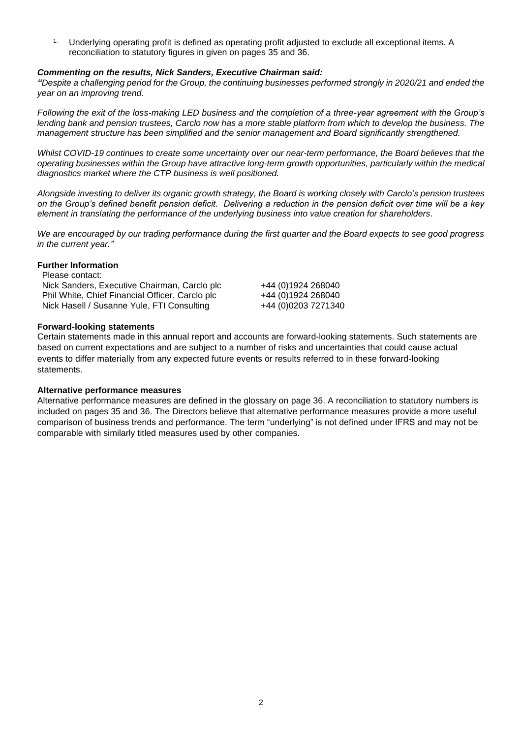1. Underlying operating profit is defined as operating profit adjusted to exclude all exceptional items. A reconciliation to statutory figures in given on pages 35 and 36.

***Commenting on the results, Nick Sanders, Executive Chairman said:***

*"Despite a challenging period for the Group, the continuing businesses performed strongly in 2020/21 and ended the year on an improving trend.*

*Following the exit of the loss-making LED business and the completion of a three-year agreement with the Group's lending bank and pension trustees, Carclo now has a more stable platform from which to develop the business. The management structure has been simplified and the senior management and Board significantly strengthened.*

*Whilst COVID-19 continues to create some uncertainty over our near-term performance, the Board believes that the operating businesses within the Group have attractive long-term growth opportunities, particularly within the medical diagnostics market where the CTP business is well positioned.*

*Alongside investing to deliver its organic growth strategy, the Board is working closely with Carclo's pension trustees on the Group's defined benefit pension deficit. Delivering a reduction in the pension deficit over time will be a key element in translating the performance of the underlying business into value creation for shareholders.*

*We are encouraged by our trading performance during the first quarter and the Board expects to see good progress in the current year."*

**Further Information**

Please contact:

| | |
|---|---|
| Nick Sanders, Executive Chairman, Carclo plc | +44 (0)1924 268040 |
| Phil White, Chief Financial Officer, Carclo plc | +44 (0)1924 268040 |
| Nick Hasell / Susanne Yule, FTI Consulting | +44 (0)0203 7271340 |

**Forward-looking statements**

Certain statements made in this annual report and accounts are forward-looking statements. Such statements are based on current expectations and are subject to a number of risks and uncertainties that could cause actual events to differ materially from any expected future events or results referred to in these forward-looking statements.

**Alternative performance measures**

Alternative performance measures are defined in the glossary on page 36. A reconciliation to statutory numbers is included on pages 35 and 36. The Directors believe that alternative performance measures provide a more useful comparison of business trends and performance. The term "underlying" is not defined under IFRS and may not be comparable with similarly titled measures used by other companies.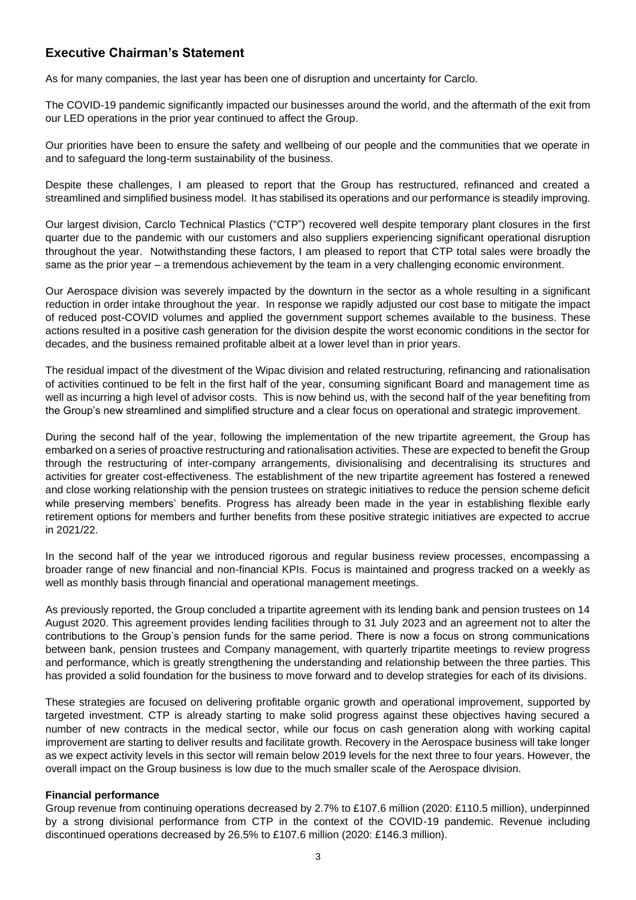## Executive Chairman's Statement

As for many companies, the last year has been one of disruption and uncertainty for Carclo.

The COVID-19 pandemic significantly impacted our businesses around the world, and the aftermath of the exit from our LED operations in the prior year continued to affect the Group.

Our priorities have been to ensure the safety and wellbeing of our people and the communities that we operate in and to safeguard the long-term sustainability of the business.

Despite these challenges, I am pleased to report that the Group has restructured, refinanced and created a streamlined and simplified business model. It has stabilised its operations and our performance is steadily improving.

Our largest division, Carclo Technical Plastics ("CTP") recovered well despite temporary plant closures in the first quarter due to the pandemic with our customers and also suppliers experiencing significant operational disruption throughout the year. Notwithstanding these factors, I am pleased to report that CTP total sales were broadly the same as the prior year – a tremendous achievement by the team in a very challenging economic environment.

Our Aerospace division was severely impacted by the downturn in the sector as a whole resulting in a significant reduction in order intake throughout the year. In response we rapidly adjusted our cost base to mitigate the impact of reduced post-COVID volumes and applied the government support schemes available to the business. These actions resulted in a positive cash generation for the division despite the worst economic conditions in the sector for decades, and the business remained profitable albeit at a lower level than in prior years.

The residual impact of the divestment of the Wipac division and related restructuring, refinancing and rationalisation of activities continued to be felt in the first half of the year, consuming significant Board and management time as well as incurring a high level of advisor costs. This is now behind us, with the second half of the year benefiting from the Group's new streamlined and simplified structure and a clear focus on operational and strategic improvement.

During the second half of the year, following the implementation of the new tripartite agreement, the Group has embarked on a series of proactive restructuring and rationalisation activities. These are expected to benefit the Group through the restructuring of inter-company arrangements, divisionalising and decentralising its structures and activities for greater cost-effectiveness. The establishment of the new tripartite agreement has fostered a renewed and close working relationship with the pension trustees on strategic initiatives to reduce the pension scheme deficit while preserving members' benefits. Progress has already been made in the year in establishing flexible early retirement options for members and further benefits from these positive strategic initiatives are expected to accrue in 2021/22.

In the second half of the year we introduced rigorous and regular business review processes, encompassing a broader range of new financial and non-financial KPIs. Focus is maintained and progress tracked on a weekly as well as monthly basis through financial and operational management meetings.

As previously reported, the Group concluded a tripartite agreement with its lending bank and pension trustees on 14 August 2020. This agreement provides lending facilities through to 31 July 2023 and an agreement not to alter the contributions to the Group's pension funds for the same period. There is now a focus on strong communications between bank, pension trustees and Company management, with quarterly tripartite meetings to review progress and performance, which is greatly strengthening the understanding and relationship between the three parties. This has provided a solid foundation for the business to move forward and to develop strategies for each of its divisions.

These strategies are focused on delivering profitable organic growth and operational improvement, supported by targeted investment. CTP is already starting to make solid progress against these objectives having secured a number of new contracts in the medical sector, while our focus on cash generation along with working capital improvement are starting to deliver results and facilitate growth. Recovery in the Aerospace business will take longer as we expect activity levels in this sector will remain below 2019 levels for the next three to four years. However, the overall impact on the Group business is low due to the much smaller scale of the Aerospace division.

**Financial performance**

Group revenue from continuing operations decreased by 2.7% to £107.6 million (2020: £110.5 million), underpinned by a strong divisional performance from CTP in the context of the COVID-19 pandemic. Revenue including discontinued operations decreased by 26.5% to £107.6 million (2020: £146.3 million).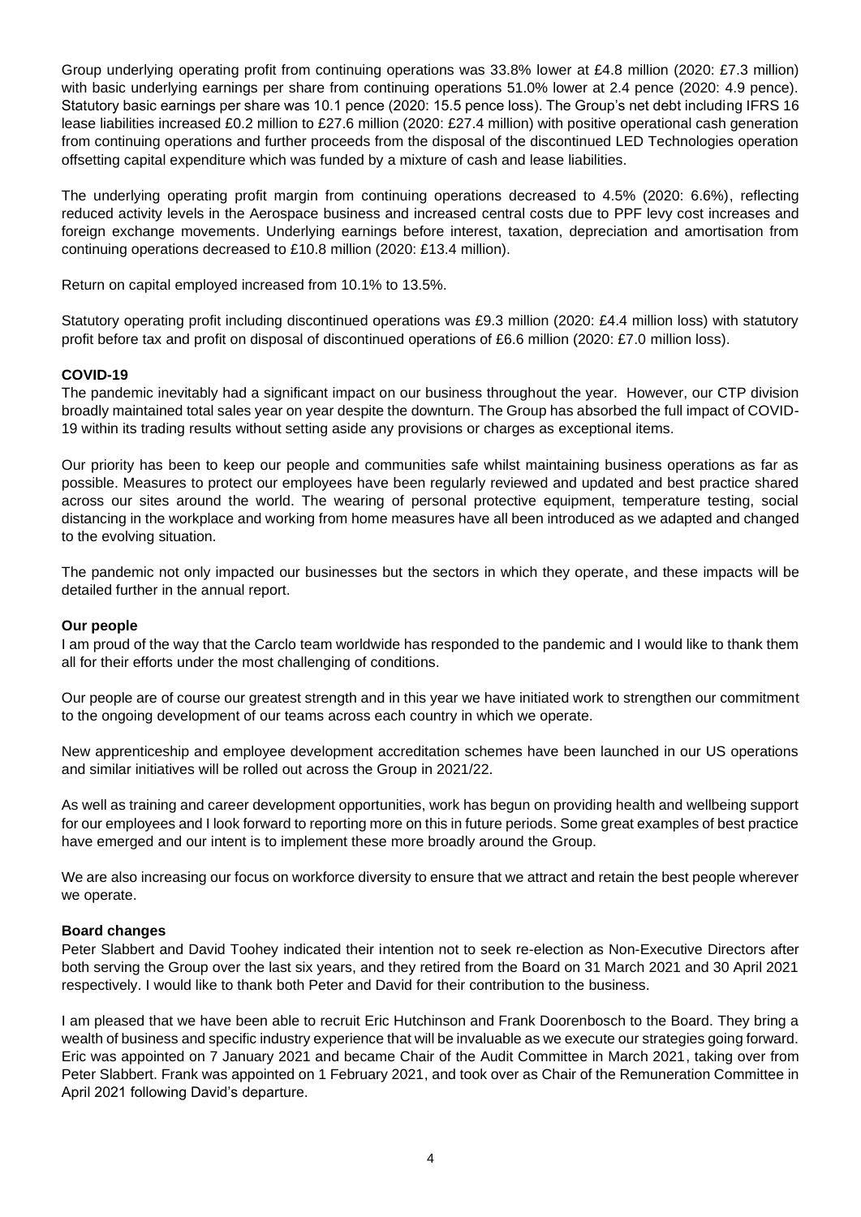Group underlying operating profit from continuing operations was 33.8% lower at £4.8 million (2020: £7.3 million) with basic underlying earnings per share from continuing operations 51.0% lower at 2.4 pence (2020: 4.9 pence). Statutory basic earnings per share was 10.1 pence (2020: 15.5 pence loss). The Group's net debt including IFRS 16 lease liabilities increased £0.2 million to £27.6 million (2020: £27.4 million) with positive operational cash generation from continuing operations and further proceeds from the disposal of the discontinued LED Technologies operation offsetting capital expenditure which was funded by a mixture of cash and lease liabilities.

The underlying operating profit margin from continuing operations decreased to 4.5% (2020: 6.6%), reflecting reduced activity levels in the Aerospace business and increased central costs due to PPF levy cost increases and foreign exchange movements. Underlying earnings before interest, taxation, depreciation and amortisation from continuing operations decreased to £10.8 million (2020: £13.4 million).

Return on capital employed increased from 10.1% to 13.5%.

Statutory operating profit including discontinued operations was £9.3 million (2020: £4.4 million loss) with statutory profit before tax and profit on disposal of discontinued operations of £6.6 million (2020: £7.0 million loss).

**COVID-19**

The pandemic inevitably had a significant impact on our business throughout the year. However, our CTP division broadly maintained total sales year on year despite the downturn. The Group has absorbed the full impact of COVID-19 within its trading results without setting aside any provisions or charges as exceptional items.

Our priority has been to keep our people and communities safe whilst maintaining business operations as far as possible. Measures to protect our employees have been regularly reviewed and updated and best practice shared across our sites around the world. The wearing of personal protective equipment, temperature testing, social distancing in the workplace and working from home measures have all been introduced as we adapted and changed to the evolving situation.

The pandemic not only impacted our businesses but the sectors in which they operate, and these impacts will be detailed further in the annual report.

**Our people**

I am proud of the way that the Carclo team worldwide has responded to the pandemic and I would like to thank them all for their efforts under the most challenging of conditions.

Our people are of course our greatest strength and in this year we have initiated work to strengthen our commitment to the ongoing development of our teams across each country in which we operate.

New apprenticeship and employee development accreditation schemes have been launched in our US operations and similar initiatives will be rolled out across the Group in 2021/22.

As well as training and career development opportunities, work has begun on providing health and wellbeing support for our employees and I look forward to reporting more on this in future periods. Some great examples of best practice have emerged and our intent is to implement these more broadly around the Group.

We are also increasing our focus on workforce diversity to ensure that we attract and retain the best people wherever we operate.

**Board changes**

Peter Slabbert and David Toohey indicated their intention not to seek re-election as Non-Executive Directors after both serving the Group over the last six years, and they retired from the Board on 31 March 2021 and 30 April 2021 respectively. I would like to thank both Peter and David for their contribution to the business.

I am pleased that we have been able to recruit Eric Hutchinson and Frank Doorenbosch to the Board. They bring a wealth of business and specific industry experience that will be invaluable as we execute our strategies going forward. Eric was appointed on 7 January 2021 and became Chair of the Audit Committee in March 2021, taking over from Peter Slabbert. Frank was appointed on 1 February 2021, and took over as Chair of the Remuneration Committee in April 2021 following David's departure.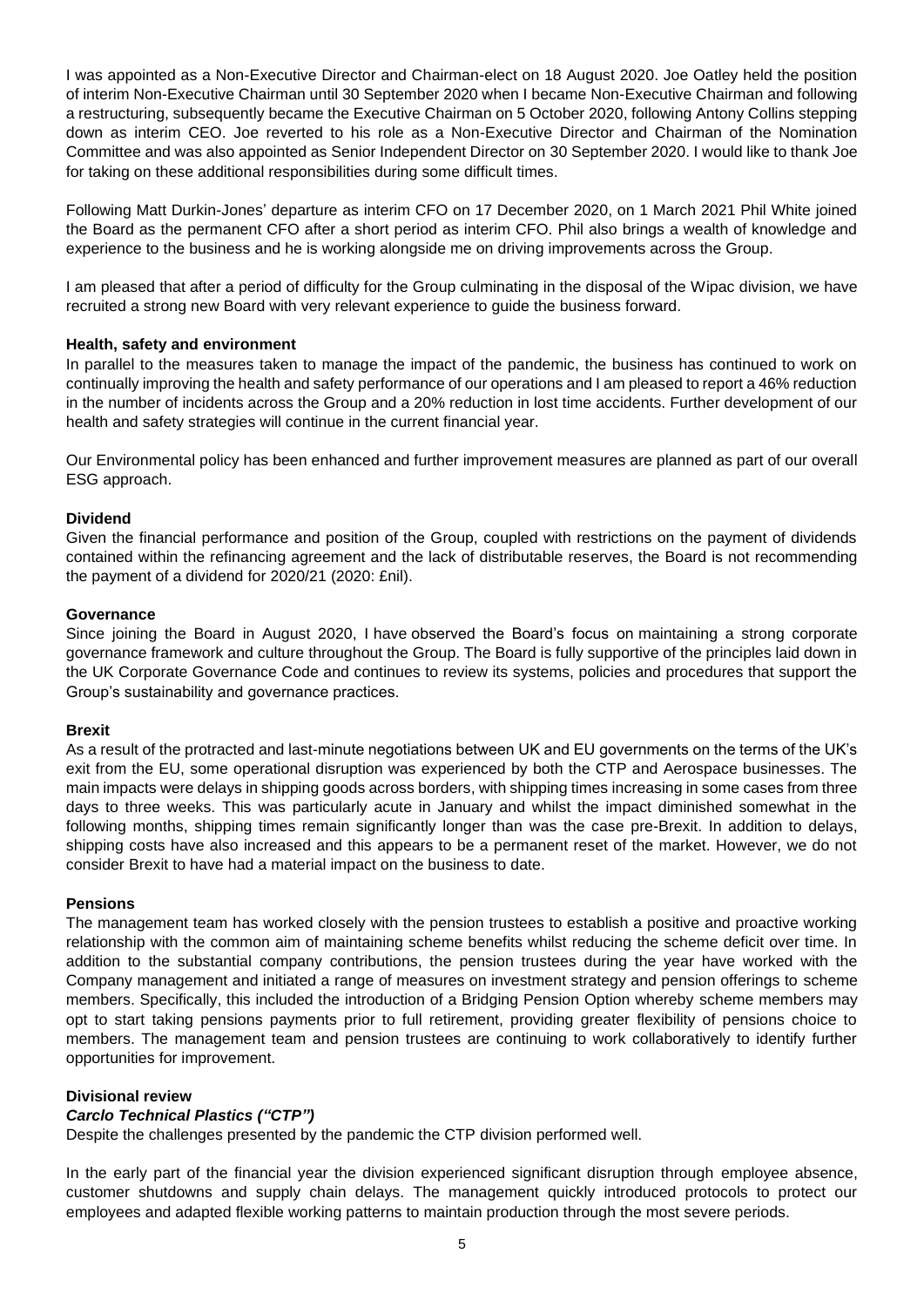I was appointed as a Non-Executive Director and Chairman-elect on 18 August 2020. Joe Oatley held the position of interim Non-Executive Chairman until 30 September 2020 when I became Non-Executive Chairman and following a restructuring, subsequently became the Executive Chairman on 5 October 2020, following Antony Collins stepping down as interim CEO. Joe reverted to his role as a Non-Executive Director and Chairman of the Nomination Committee and was also appointed as Senior Independent Director on 30 September 2020. I would like to thank Joe for taking on these additional responsibilities during some difficult times.

Following Matt Durkin-Jones' departure as interim CFO on 17 December 2020, on 1 March 2021 Phil White joined the Board as the permanent CFO after a short period as interim CFO. Phil also brings a wealth of knowledge and experience to the business and he is working alongside me on driving improvements across the Group.

I am pleased that after a period of difficulty for the Group culminating in the disposal of the Wipac division, we have recruited a strong new Board with very relevant experience to guide the business forward.

**Health, safety and environment**

In parallel to the measures taken to manage the impact of the pandemic, the business has continued to work on continually improving the health and safety performance of our operations and I am pleased to report a 46% reduction in the number of incidents across the Group and a 20% reduction in lost time accidents. Further development of our health and safety strategies will continue in the current financial year.

Our Environmental policy has been enhanced and further improvement measures are planned as part of our overall ESG approach.

**Dividend**

Given the financial performance and position of the Group, coupled with restrictions on the payment of dividends contained within the refinancing agreement and the lack of distributable reserves, the Board is not recommending the payment of a dividend for 2020/21 (2020: £nil).

**Governance**

Since joining the Board in August 2020, I have observed the Board's focus on maintaining a strong corporate governance framework and culture throughout the Group. The Board is fully supportive of the principles laid down in the UK Corporate Governance Code and continues to review its systems, policies and procedures that support the Group's sustainability and governance practices.

**Brexit**

As a result of the protracted and last-minute negotiations between UK and EU governments on the terms of the UK's exit from the EU, some operational disruption was experienced by both the CTP and Aerospace businesses. The main impacts were delays in shipping goods across borders, with shipping times increasing in some cases from three days to three weeks. This was particularly acute in January and whilst the impact diminished somewhat in the following months, shipping times remain significantly longer than was the case pre-Brexit. In addition to delays, shipping costs have also increased and this appears to be a permanent reset of the market. However, we do not consider Brexit to have had a material impact on the business to date.

**Pensions**

The management team has worked closely with the pension trustees to establish a positive and proactive working relationship with the common aim of maintaining scheme benefits whilst reducing the scheme deficit over time. In addition to the substantial company contributions, the pension trustees during the year have worked with the Company management and initiated a range of measures on investment strategy and pension offerings to scheme members. Specifically, this included the introduction of a Bridging Pension Option whereby scheme members may opt to start taking pensions payments prior to full retirement, providing greater flexibility of pensions choice to members. The management team and pension trustees are continuing to work collaboratively to identify further opportunities for improvement.

**Divisional review**

***Carclo Technical Plastics ("CTP")***

Despite the challenges presented by the pandemic the CTP division performed well.

In the early part of the financial year the division experienced significant disruption through employee absence, customer shutdowns and supply chain delays. The management quickly introduced protocols to protect our employees and adapted flexible working patterns to maintain production through the most severe periods.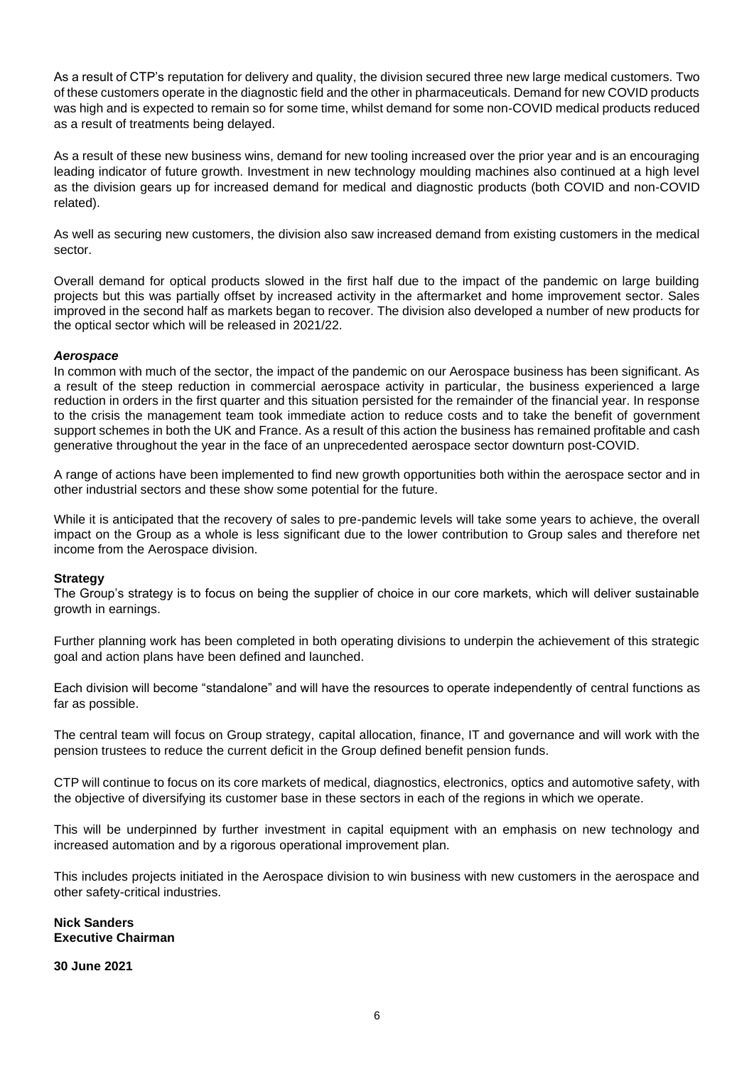As a result of CTP's reputation for delivery and quality, the division secured three new large medical customers. Two of these customers operate in the diagnostic field and the other in pharmaceuticals. Demand for new COVID products was high and is expected to remain so for some time, whilst demand for some non-COVID medical products reduced as a result of treatments being delayed.

As a result of these new business wins, demand for new tooling increased over the prior year and is an encouraging leading indicator of future growth. Investment in new technology moulding machines also continued at a high level as the division gears up for increased demand for medical and diagnostic products (both COVID and non-COVID related).

As well as securing new customers, the division also saw increased demand from existing customers in the medical sector.

Overall demand for optical products slowed in the first half due to the impact of the pandemic on large building projects but this was partially offset by increased activity in the aftermarket and home improvement sector. Sales improved in the second half as markets began to recover. The division also developed a number of new products for the optical sector which will be released in 2021/22.

***Aerospace***

In common with much of the sector, the impact of the pandemic on our Aerospace business has been significant. As a result of the steep reduction in commercial aerospace activity in particular, the business experienced a large reduction in orders in the first quarter and this situation persisted for the remainder of the financial year. In response to the crisis the management team took immediate action to reduce costs and to take the benefit of government support schemes in both the UK and France. As a result of this action the business has remained profitable and cash generative throughout the year in the face of an unprecedented aerospace sector downturn post-COVID.

A range of actions have been implemented to find new growth opportunities both within the aerospace sector and in other industrial sectors and these show some potential for the future.

While it is anticipated that the recovery of sales to pre-pandemic levels will take some years to achieve, the overall impact on the Group as a whole is less significant due to the lower contribution to Group sales and therefore net income from the Aerospace division.

**Strategy**

The Group's strategy is to focus on being the supplier of choice in our core markets, which will deliver sustainable growth in earnings.

Further planning work has been completed in both operating divisions to underpin the achievement of this strategic goal and action plans have been defined and launched.

Each division will become "standalone" and will have the resources to operate independently of central functions as far as possible.

The central team will focus on Group strategy, capital allocation, finance, IT and governance and will work with the pension trustees to reduce the current deficit in the Group defined benefit pension funds.

CTP will continue to focus on its core markets of medical, diagnostics, electronics, optics and automotive safety, with the objective of diversifying its customer base in these sectors in each of the regions in which we operate.

This will be underpinned by further investment in capital equipment with an emphasis on new technology and increased automation and by a rigorous operational improvement plan.

This includes projects initiated in the Aerospace division to win business with new customers in the aerospace and other safety-critical industries.

**Nick Sanders**
**Executive Chairman**

**30 June 2021**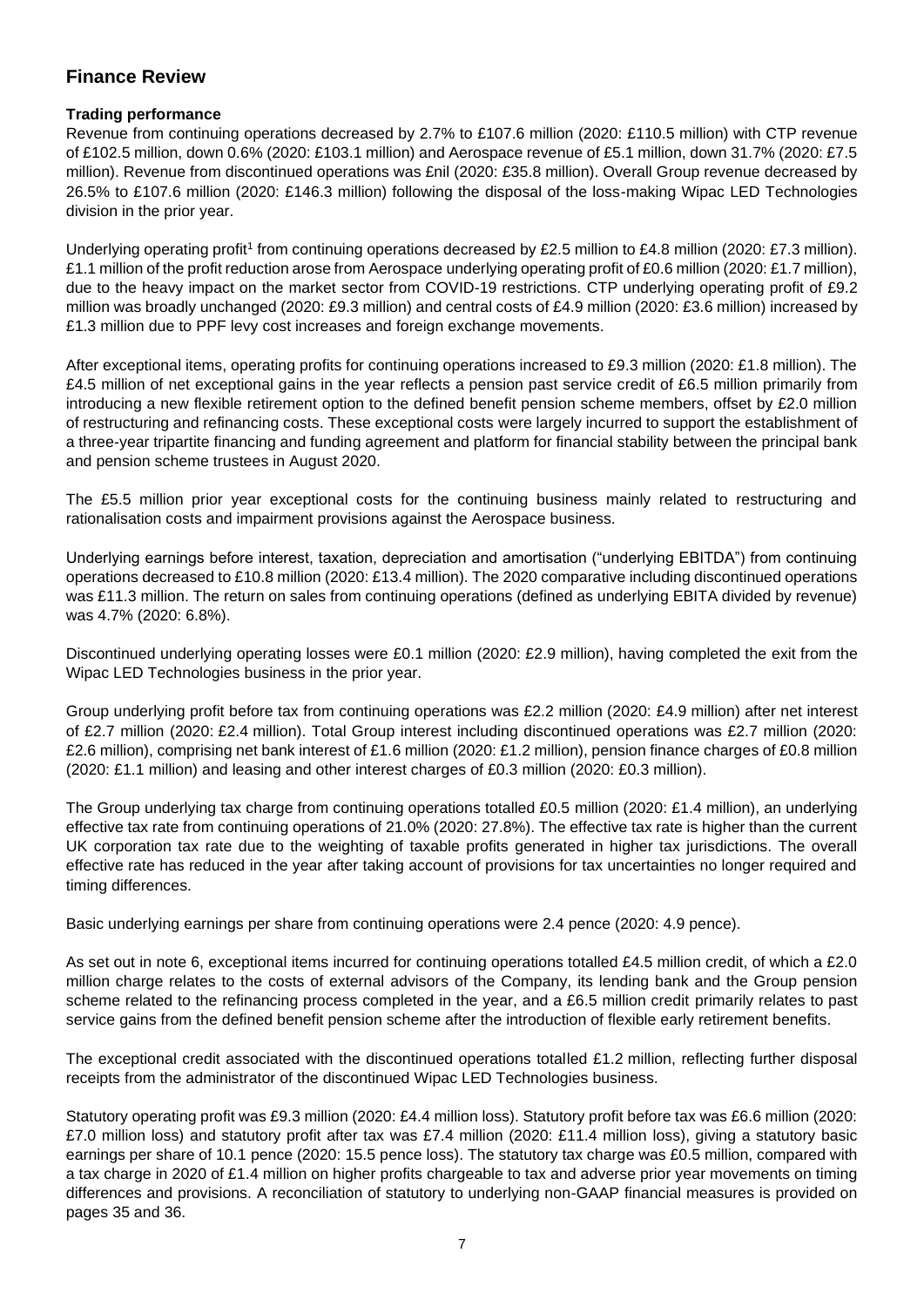## Finance Review

**Trading performance**

Revenue from continuing operations decreased by 2.7% to £107.6 million (2020: £110.5 million) with CTP revenue of £102.5 million, down 0.6% (2020: £103.1 million) and Aerospace revenue of £5.1 million, down 31.7% (2020: £7.5 million). Revenue from discontinued operations was £nil (2020: £35.8 million). Overall Group revenue decreased by 26.5% to £107.6 million (2020: £146.3 million) following the disposal of the loss-making Wipac LED Technologies division in the prior year.

Underlying operating profit[1] from continuing operations decreased by £2.5 million to £4.8 million (2020: £7.3 million). £1.1 million of the profit reduction arose from Aerospace underlying operating profit of £0.6 million (2020: £1.7 million), due to the heavy impact on the market sector from COVID-19 restrictions. CTP underlying operating profit of £9.2 million was broadly unchanged (2020: £9.3 million) and central costs of £4.9 million (2020: £3.6 million) increased by £1.3 million due to PPF levy cost increases and foreign exchange movements.

After exceptional items, operating profits for continuing operations increased to £9.3 million (2020: £1.8 million). The £4.5 million of net exceptional gains in the year reflects a pension past service credit of £6.5 million primarily from introducing a new flexible retirement option to the defined benefit pension scheme members, offset by £2.0 million of restructuring and refinancing costs. These exceptional costs were largely incurred to support the establishment of a three-year tripartite financing and funding agreement and platform for financial stability between the principal bank and pension scheme trustees in August 2020.

The £5.5 million prior year exceptional costs for the continuing business mainly related to restructuring and rationalisation costs and impairment provisions against the Aerospace business.

Underlying earnings before interest, taxation, depreciation and amortisation ("underlying EBITDA") from continuing operations decreased to £10.8 million (2020: £13.4 million). The 2020 comparative including discontinued operations was £11.3 million. The return on sales from continuing operations (defined as underlying EBITA divided by revenue) was 4.7% (2020: 6.8%).

Discontinued underlying operating losses were £0.1 million (2020: £2.9 million), having completed the exit from the Wipac LED Technologies business in the prior year.

Group underlying profit before tax from continuing operations was £2.2 million (2020: £4.9 million) after net interest of £2.7 million (2020: £2.4 million). Total Group interest including discontinued operations was £2.7 million (2020: £2.6 million), comprising net bank interest of £1.6 million (2020: £1.2 million), pension finance charges of £0.8 million (2020: £1.1 million) and leasing and other interest charges of £0.3 million (2020: £0.3 million).

The Group underlying tax charge from continuing operations totalled £0.5 million (2020: £1.4 million), an underlying effective tax rate from continuing operations of 21.0% (2020: 27.8%). The effective tax rate is higher than the current UK corporation tax rate due to the weighting of taxable profits generated in higher tax jurisdictions. The overall effective rate has reduced in the year after taking account of provisions for tax uncertainties no longer required and timing differences.

Basic underlying earnings per share from continuing operations were 2.4 pence (2020: 4.9 pence).

As set out in note 6, exceptional items incurred for continuing operations totalled £4.5 million credit, of which a £2.0 million charge relates to the costs of external advisors of the Company, its lending bank and the Group pension scheme related to the refinancing process completed in the year, and a £6.5 million credit primarily relates to past service gains from the defined benefit pension scheme after the introduction of flexible early retirement benefits.

The exceptional credit associated with the discontinued operations totalled £1.2 million, reflecting further disposal receipts from the administrator of the discontinued Wipac LED Technologies business.

Statutory operating profit was £9.3 million (2020: £4.4 million loss). Statutory profit before tax was £6.6 million (2020: £7.0 million loss) and statutory profit after tax was £7.4 million (2020: £11.4 million loss), giving a statutory basic earnings per share of 10.1 pence (2020: 15.5 pence loss). The statutory tax charge was £0.5 million, compared with a tax charge in 2020 of £1.4 million on higher profits chargeable to tax and adverse prior year movements on timing differences and provisions. A reconciliation of statutory to underlying non-GAAP financial measures is provided on pages 35 and 36.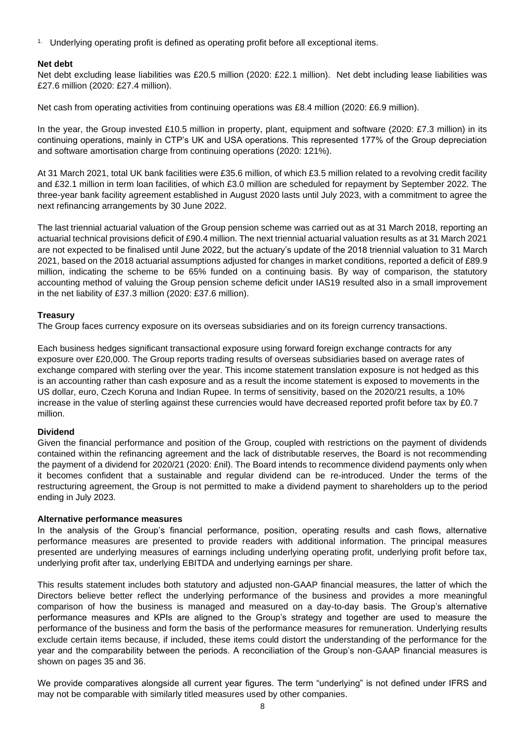1. Underlying operating profit is defined as operating profit before all exceptional items.

**Net debt**

Net debt excluding lease liabilities was £20.5 million (2020: £22.1 million). Net debt including lease liabilities was £27.6 million (2020: £27.4 million).

Net cash from operating activities from continuing operations was £8.4 million (2020: £6.9 million).

In the year, the Group invested £10.5 million in property, plant, equipment and software (2020: £7.3 million) in its continuing operations, mainly in CTP's UK and USA operations. This represented 177% of the Group depreciation and software amortisation charge from continuing operations (2020: 121%).

At 31 March 2021, total UK bank facilities were £35.6 million, of which £3.5 million related to a revolving credit facility and £32.1 million in term loan facilities, of which £3.0 million are scheduled for repayment by September 2022. The three-year bank facility agreement established in August 2020 lasts until July 2023, with a commitment to agree the next refinancing arrangements by 30 June 2022.

The last triennial actuarial valuation of the Group pension scheme was carried out as at 31 March 2018, reporting an actuarial technical provisions deficit of £90.4 million. The next triennial actuarial valuation results as at 31 March 2021 are not expected to be finalised until June 2022, but the actuary's update of the 2018 triennial valuation to 31 March 2021, based on the 2018 actuarial assumptions adjusted for changes in market conditions, reported a deficit of £89.9 million, indicating the scheme to be 65% funded on a continuing basis. By way of comparison, the statutory accounting method of valuing the Group pension scheme deficit under IAS19 resulted also in a small improvement in the net liability of £37.3 million (2020: £37.6 million).

**Treasury**

The Group faces currency exposure on its overseas subsidiaries and on its foreign currency transactions.

Each business hedges significant transactional exposure using forward foreign exchange contracts for any exposure over £20,000. The Group reports trading results of overseas subsidiaries based on average rates of exchange compared with sterling over the year. This income statement translation exposure is not hedged as this is an accounting rather than cash exposure and as a result the income statement is exposed to movements in the US dollar, euro, Czech Koruna and Indian Rupee. In terms of sensitivity, based on the 2020/21 results, a 10% increase in the value of sterling against these currencies would have decreased reported profit before tax by £0.7 million.

**Dividend**

Given the financial performance and position of the Group, coupled with restrictions on the payment of dividends contained within the refinancing agreement and the lack of distributable reserves, the Board is not recommending the payment of a dividend for 2020/21 (2020: £nil). The Board intends to recommence dividend payments only when it becomes confident that a sustainable and regular dividend can be re-introduced. Under the terms of the restructuring agreement, the Group is not permitted to make a dividend payment to shareholders up to the period ending in July 2023.

**Alternative performance measures**

In the analysis of the Group's financial performance, position, operating results and cash flows, alternative performance measures are presented to provide readers with additional information. The principal measures presented are underlying measures of earnings including underlying operating profit, underlying profit before tax, underlying profit after tax, underlying EBITDA and underlying earnings per share.

This results statement includes both statutory and adjusted non-GAAP financial measures, the latter of which the Directors believe better reflect the underlying performance of the business and provides a more meaningful comparison of how the business is managed and measured on a day-to-day basis. The Group's alternative performance measures and KPIs are aligned to the Group's strategy and together are used to measure the performance of the business and form the basis of the performance measures for remuneration. Underlying results exclude certain items because, if included, these items could distort the understanding of the performance for the year and the comparability between the periods. A reconciliation of the Group's non-GAAP financial measures is shown on pages 35 and 36.

We provide comparatives alongside all current year figures. The term "underlying" is not defined under IFRS and may not be comparable with similarly titled measures used by other companies.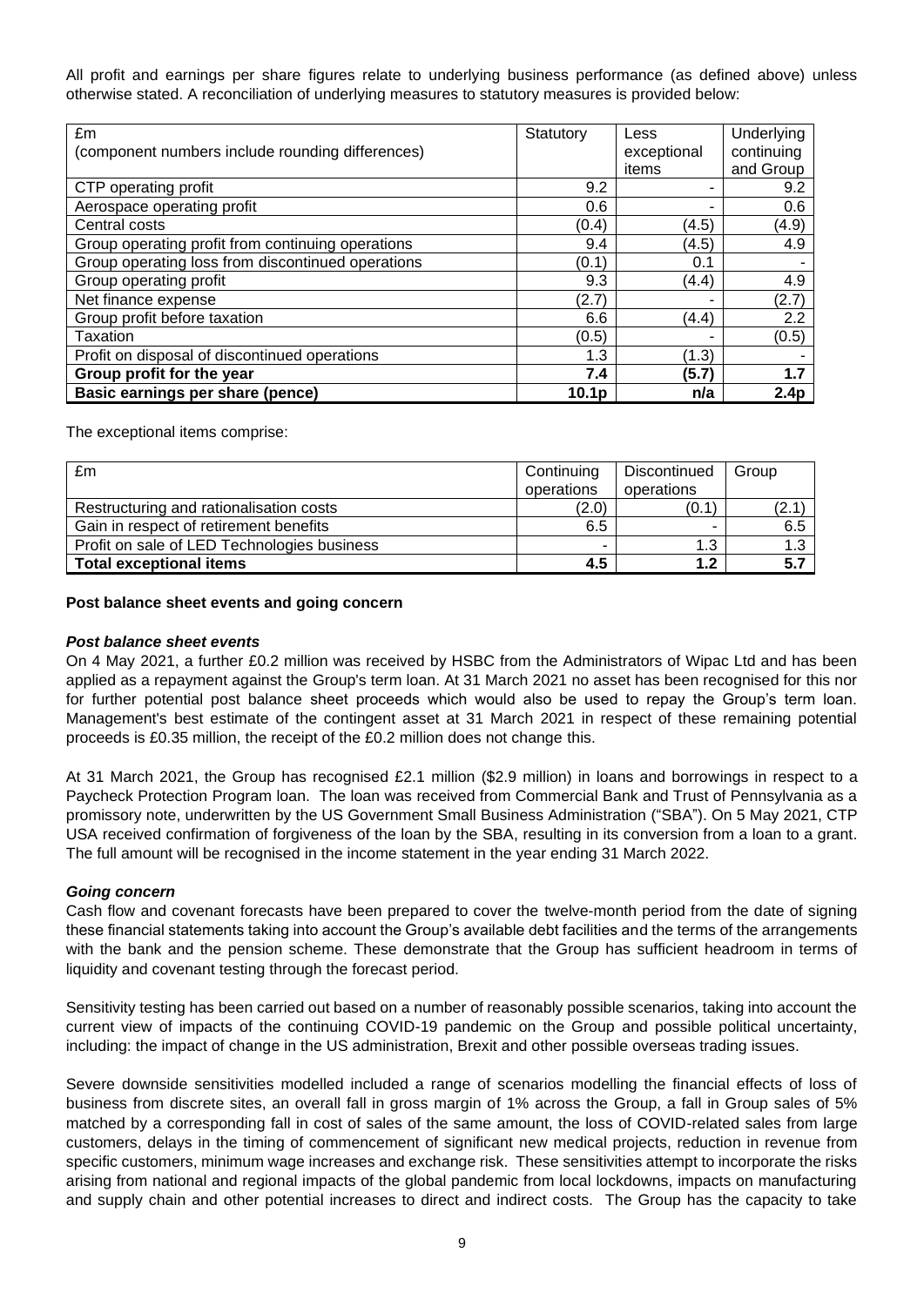All profit and earnings per share figures relate to underlying business performance (as defined above) unless otherwise stated. A reconciliation of underlying measures to statutory measures is provided below:

| £m<br>(component numbers include rounding differences) | Statutory | Less exceptional items | Underlying continuing and Group |
|---|---|---|---|
| CTP operating profit | 9.2 | - | 9.2 |
| Aerospace operating profit | 0.6 | - | 0.6 |
| Central costs | (0.4) | (4.5) | (4.9) |
| Group operating profit from continuing operations | 9.4 | (4.5) | 4.9 |
| Group operating loss from discontinued operations | (0.1) | 0.1 | - |
| Group operating profit | 9.3 | (4.4) | 4.9 |
| Net finance expense | (2.7) | - | (2.7) |
| Group profit before taxation | 6.6 | (4.4) | 2.2 |
| Taxation | (0.5) | - | (0.5) |
| Profit on disposal of discontinued operations | 1.3 | (1.3) | - |
| **Group profit for the year** | **7.4** | **(5.7)** | **1.7** |
| **Basic earnings per share (pence)** | **10.1p** | **n/a** | **2.4p** |

The exceptional items comprise:

| £m | Continuing operations | Discontinued operations | Group |
|---|---|---|---|
| Restructuring and rationalisation costs | (2.0) | (0.1) | (2.1) |
| Gain in respect of retirement benefits | 6.5 | - | 6.5 |
| Profit on sale of LED Technologies business | - | 1.3 | 1.3 |
| **Total exceptional items** | **4.5** | **1.2** | **5.7** |

**Post balance sheet events and going concern**

***Post balance sheet events***

On 4 May 2021, a further £0.2 million was received by HSBC from the Administrators of Wipac Ltd and has been applied as a repayment against the Group's term loan. At 31 March 2021 no asset has been recognised for this nor for further potential post balance sheet proceeds which would also be used to repay the Group's term loan. Management's best estimate of the contingent asset at 31 March 2021 in respect of these remaining potential proceeds is £0.35 million, the receipt of the £0.2 million does not change this.

At 31 March 2021, the Group has recognised £2.1 million ($2.9 million) in loans and borrowings in respect to a Paycheck Protection Program loan. The loan was received from Commercial Bank and Trust of Pennsylvania as a promissory note, underwritten by the US Government Small Business Administration ("SBA"). On 5 May 2021, CTP USA received confirmation of forgiveness of the loan by the SBA, resulting in its conversion from a loan to a grant. The full amount will be recognised in the income statement in the year ending 31 March 2022.

***Going concern***

Cash flow and covenant forecasts have been prepared to cover the twelve-month period from the date of signing these financial statements taking into account the Group's available debt facilities and the terms of the arrangements with the bank and the pension scheme. These demonstrate that the Group has sufficient headroom in terms of liquidity and covenant testing through the forecast period.

Sensitivity testing has been carried out based on a number of reasonably possible scenarios, taking into account the current view of impacts of the continuing COVID-19 pandemic on the Group and possible political uncertainty, including: the impact of change in the US administration, Brexit and other possible overseas trading issues.

Severe downside sensitivities modelled included a range of scenarios modelling the financial effects of loss of business from discrete sites, an overall fall in gross margin of 1% across the Group, a fall in Group sales of 5% matched by a corresponding fall in cost of sales of the same amount, the loss of COVID-related sales from large customers, delays in the timing of commencement of significant new medical projects, reduction in revenue from specific customers, minimum wage increases and exchange risk. These sensitivities attempt to incorporate the risks arising from national and regional impacts of the global pandemic from local lockdowns, impacts on manufacturing and supply chain and other potential increases to direct and indirect costs. The Group has the capacity to take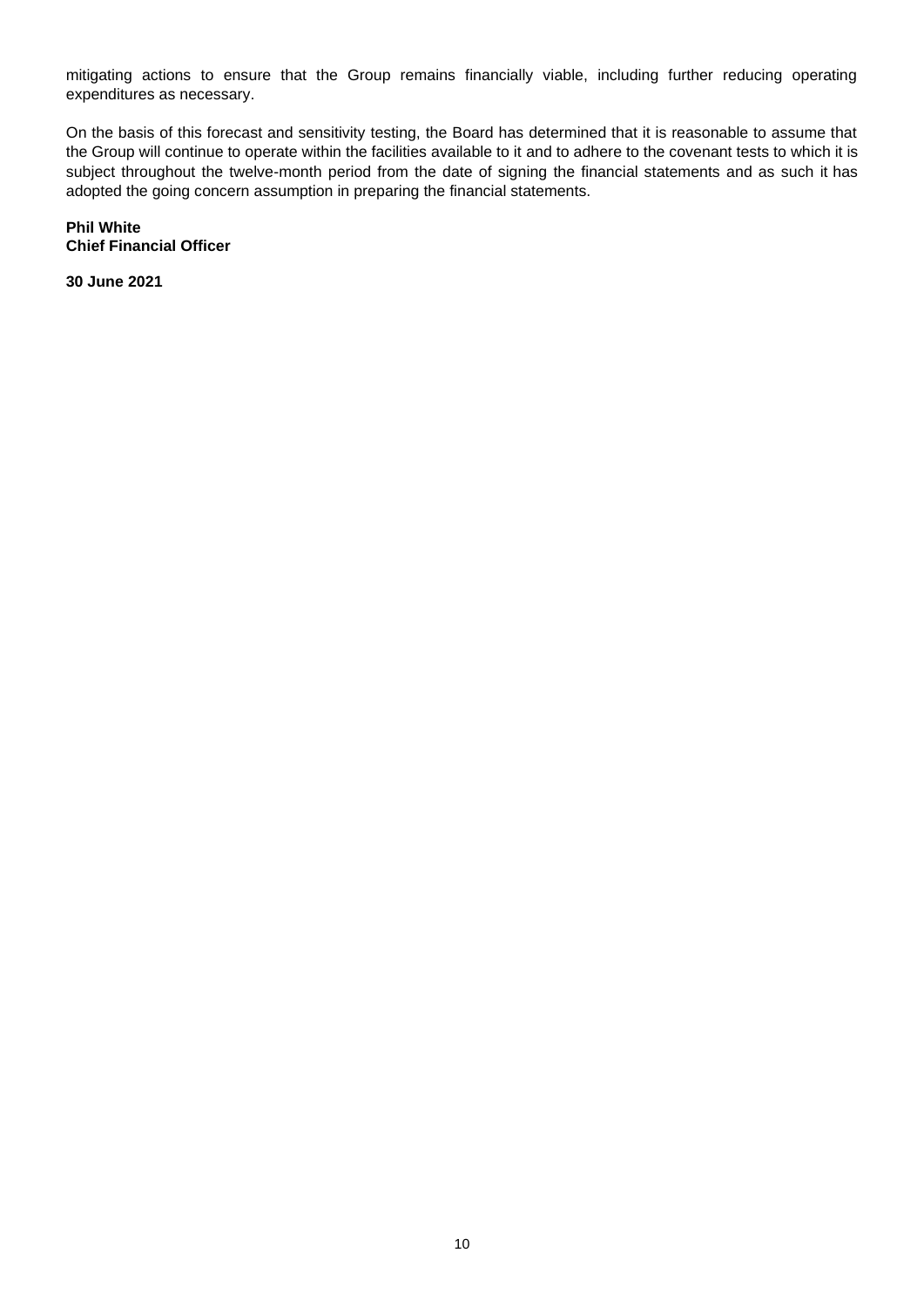mitigating actions to ensure that the Group remains financially viable, including further reducing operating expenditures as necessary.

On the basis of this forecast and sensitivity testing, the Board has determined that it is reasonable to assume that the Group will continue to operate within the facilities available to it and to adhere to the covenant tests to which it is subject throughout the twelve-month period from the date of signing the financial statements and as such it has adopted the going concern assumption in preparing the financial statements.

**Phil White**
**Chief Financial Officer**

**30 June 2021**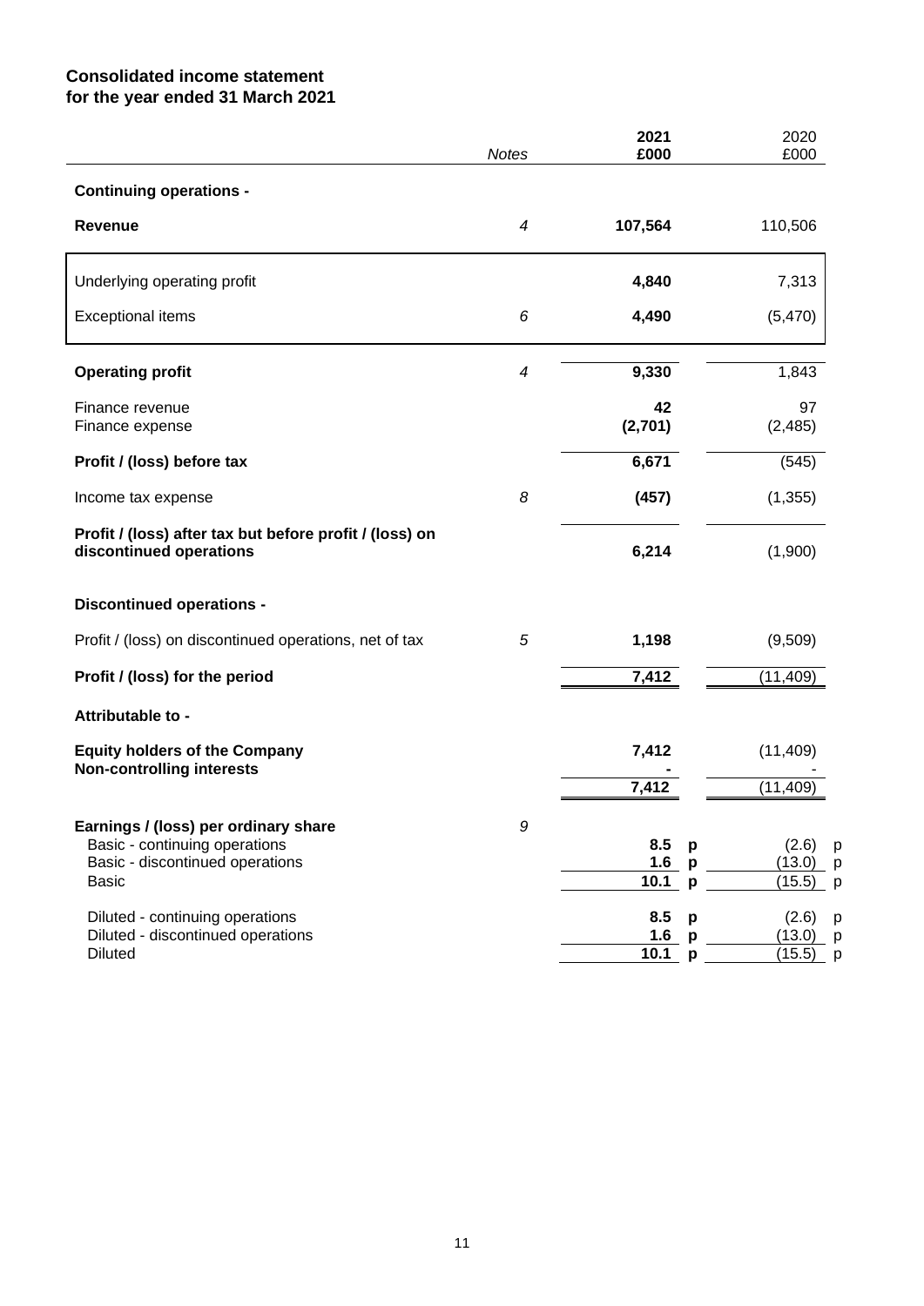## Consolidated income statement
## for the year ended 31 March 2021

| | *Notes* | **2021 £000** | 2020 £000 |
|---|---|---|---|
| **Continuing operations -** | | | |
| **Revenue** | *4* | **107,564** | 110,506 |
| Underlying operating profit | | **4,840** | 7,313 |
| Exceptional items | *6* | **4,490** | (5,470) |
| **Operating profit** | *4* | **9,330** | 1,843 |
| Finance revenue | | **42** | 97 |
| Finance expense | | **(2,701)** | (2,485) |
| **Profit / (loss) before tax** | | **6,671** | (545) |
| Income tax expense | *8* | **(457)** | (1,355) |
| **Profit / (loss) after tax but before profit / (loss) on discontinued operations** | | **6,214** | (1,900) |
| **Discontinued operations -** | | | |
| Profit / (loss) on discontinued operations, net of tax | *5* | **1,198** | (9,509) |
| **Profit / (loss) for the period** | | **7,412** | (11,409) |
| **Attributable to -** | | | |
| **Equity holders of the Company** | | **7,412** | (11,409) |
| **Non-controlling interests** | | **-** | - |
| | | **7,412** | (11,409) |
| **Earnings / (loss) per ordinary share** | *9* | | |
| Basic - continuing operations | | **8.5 p** | (2.6) p |
| Basic - discontinued operations | | **1.6 p** | (13.0) p |
| Basic | | **10.1 p** | (15.5) p |
| Diluted - continuing operations | | **8.5 p** | (2.6) p |
| Diluted - discontinued operations | | **1.6 p** | (13.0) p |
| Diluted | | **10.1 p** | (15.5) p |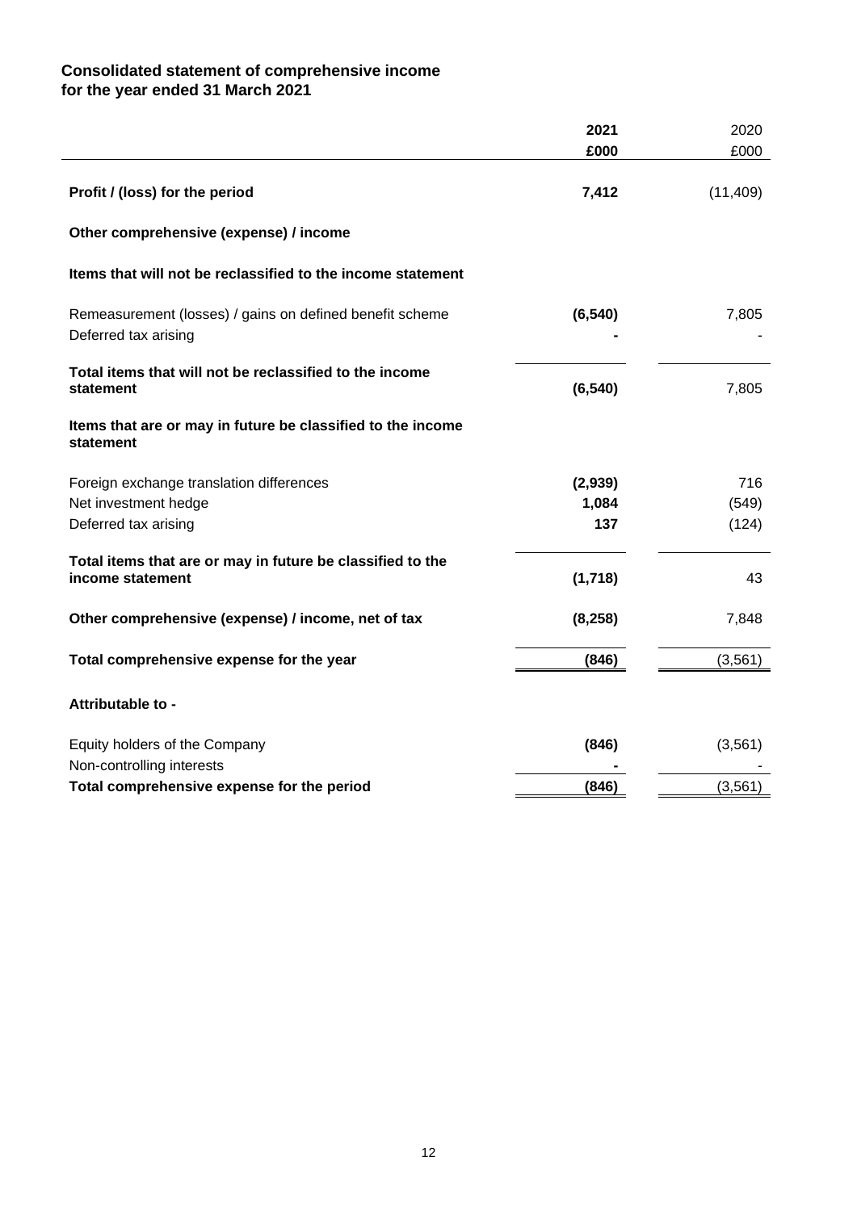## Consolidated statement of comprehensive income
## for the year ended 31 March 2021

| | **2021** | 2020 |
|---|---|---|
| | **£000** | £000 |
| **Profit / (loss) for the period** | **7,412** | (11,409) |
| **Other comprehensive (expense) / income** | | |
| **Items that will not be reclassified to the income statement** | | |
| Remeasurement (losses) / gains on defined benefit scheme | **(6,540)** | 7,805 |
| Deferred tax arising | **-** | - |
| **Total items that will not be reclassified to the income statement** | **(6,540)** | 7,805 |
| **Items that are or may in future be classified to the income statement** | | |
| Foreign exchange translation differences | **(2,939)** | 716 |
| Net investment hedge | **1,084** | (549) |
| Deferred tax arising | **137** | (124) |
| **Total items that are or may in future be classified to the income statement** | **(1,718)** | 43 |
| **Other comprehensive (expense) / income, net of tax** | **(8,258)** | 7,848 |
| **Total comprehensive expense for the year** | **(846)** | (3,561) |
| **Attributable to -** | | |
| Equity holders of the Company | **(846)** | (3,561) |
| Non-controlling interests | **-** | - |
| **Total comprehensive expense for the period** | **(846)** | (3,561) |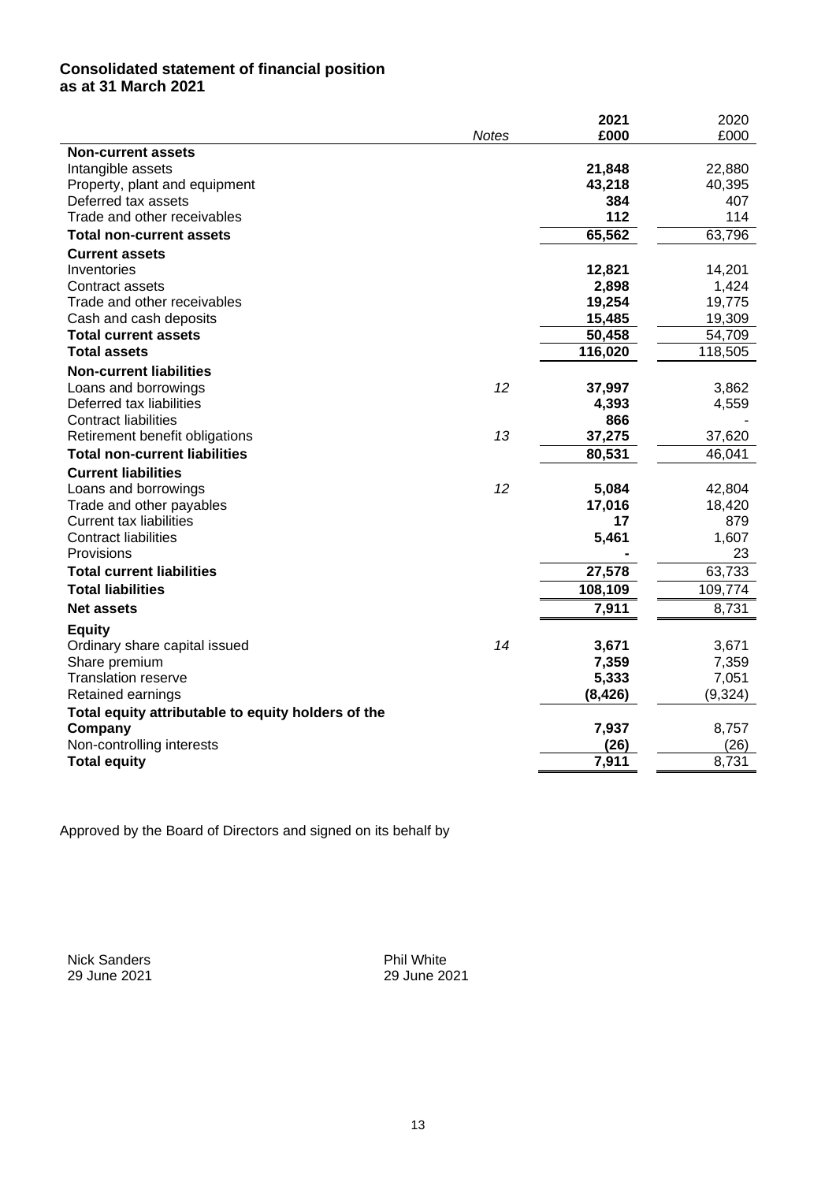## Consolidated statement of financial position
## as at 31 March 2021

| | Notes | 2021 £000 | 2020 £000 |
|---|---|---|---|
| **Non-current assets** | | | |
| Intangible assets | | **21,848** | 22,880 |
| Property, plant and equipment | | **43,218** | 40,395 |
| Deferred tax assets | | **384** | 407 |
| Trade and other receivables | | **112** | 114 |
| **Total non-current assets** | | **65,562** | 63,796 |
| **Current assets** | | | |
| Inventories | | **12,821** | 14,201 |
| Contract assets | | **2,898** | 1,424 |
| Trade and other receivables | | **19,254** | 19,775 |
| Cash and cash deposits | | **15,485** | 19,309 |
| **Total current assets** | | **50,458** | 54,709 |
| **Total assets** | | **116,020** | 118,505 |
| **Non-current liabilities** | | | |
| Loans and borrowings | *12* | **37,997** | 3,862 |
| Deferred tax liabilities | | **4,393** | 4,559 |
| Contract liabilities | | **866** | - |
| Retirement benefit obligations | *13* | **37,275** | 37,620 |
| **Total non-current liabilities** | | **80,531** | 46,041 |
| **Current liabilities** | | | |
| Loans and borrowings | *12* | **5,084** | 42,804 |
| Trade and other payables | | **17,016** | 18,420 |
| Current tax liabilities | | **17** | 879 |
| Contract liabilities | | **5,461** | 1,607 |
| Provisions | | **-** | 23 |
| **Total current liabilities** | | **27,578** | 63,733 |
| **Total liabilities** | | **108,109** | 109,774 |
| **Net assets** | | **7,911** | 8,731 |
| **Equity** | | | |
| Ordinary share capital issued | *14* | **3,671** | 3,671 |
| Share premium | | **7,359** | 7,359 |
| Translation reserve | | **5,333** | 7,051 |
| Retained earnings | | **(8,426)** | (9,324) |
| **Total equity attributable to equity holders of the Company** | | **7,937** | 8,757 |
| Non-controlling interests | | **(26)** | (26) |
| **Total equity** | | **7,911** | 8,731 |

Approved by the Board of Directors and signed on its behalf by

Nick Sanders
29 June 2021

Phil White
29 June 2021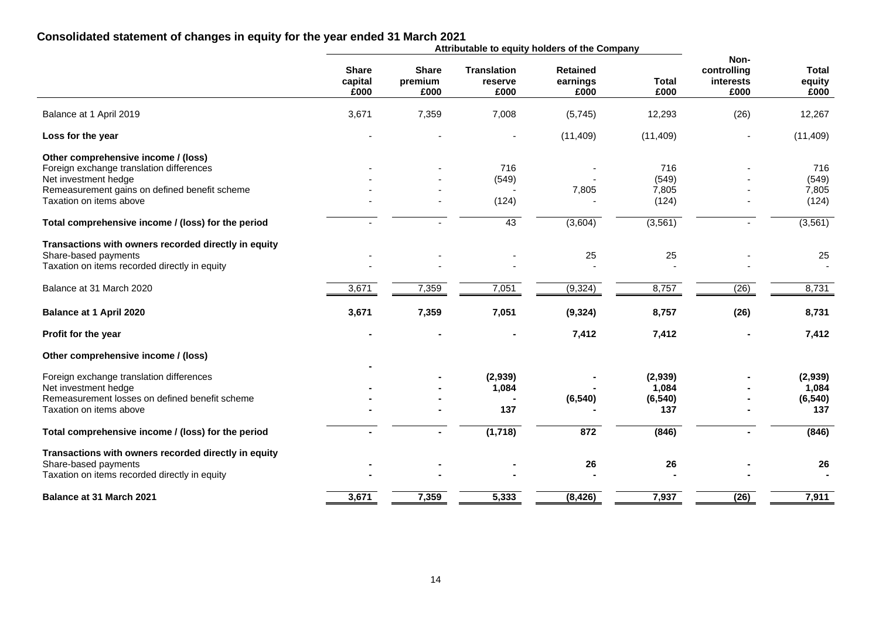# Consolidated statement of changes in equity for the year ended 31 March 2021

| | Attributable to equity holders of the Company | | | | | | |
|---|---|---|---|---|---|---|---|
| | Share capital £000 | Share premium £000 | Translation reserve £000 | Retained earnings £000 | Total £000 | Non-controlling interests £000 | Total equity £000 |
| Balance at 1 April 2019 | 3,671 | 7,359 | 7,008 | (5,745) | 12,293 | (26) | 12,267 |
| **Loss for the year** | - | - | - | (11,409) | (11,409) | - | (11,409) |
| **Other comprehensive income / (loss)** | | | | | | | |
| Foreign exchange translation differences | - | - | 716 | - | 716 | - | 716 |
| Net investment hedge | - | - | (549) | - | (549) | - | (549) |
| Remeasurement gains on defined benefit scheme | - | - | - | 7,805 | 7,805 | - | 7,805 |
| Taxation on items above | - | - | (124) | - | (124) | - | (124) |
| **Total comprehensive income / (loss) for the period** | - | - | 43 | (3,604) | (3,561) | - | (3,561) |
| **Transactions with owners recorded directly in equity** | | | | | | | |
| Share-based payments | - | - | - | 25 | 25 | - | 25 |
| Taxation on items recorded directly in equity | - | - | - | - | - | - | - |
| Balance at 31 March 2020 | 3,671 | 7,359 | 7,051 | (9,324) | 8,757 | (26) | 8,731 |
| **Balance at 1 April 2020** | **3,671** | **7,359** | **7,051** | **(9,324)** | **8,757** | **(26)** | **8,731** |
| **Profit for the year** | **-** | **-** | **-** | **7,412** | **7,412** | **-** | **7,412** |
| **Other comprehensive income / (loss)** | **-** | | | | | | |
| Foreign exchange translation differences | | **-** | **(2,939)** | **-** | **(2,939)** | **-** | **(2,939)** |
| Net investment hedge | **-** | **-** | **1,084** | **-** | **1,084** | **-** | **1,084** |
| Remeasurement losses on defined benefit scheme | **-** | **-** | **-** | **(6,540)** | **(6,540)** | **-** | **(6,540)** |
| Taxation on items above | **-** | **-** | **137** | **-** | **137** | **-** | **137** |
| **Total comprehensive income / (loss) for the period** | **-** | **-** | **(1,718)** | **872** | **(846)** | **-** | **(846)** |
| **Transactions with owners recorded directly in equity** | | | | | | | |
| Share-based payments | **-** | **-** | **-** | **26** | **26** | **-** | **26** |
| Taxation on items recorded directly in equity | **-** | **-** | **-** | **-** | **-** | **-** | **-** |
| **Balance at 31 March 2021** | **3,671** | **7,359** | **5,333** | **(8,426)** | **7,937** | **(26)** | **7,911** |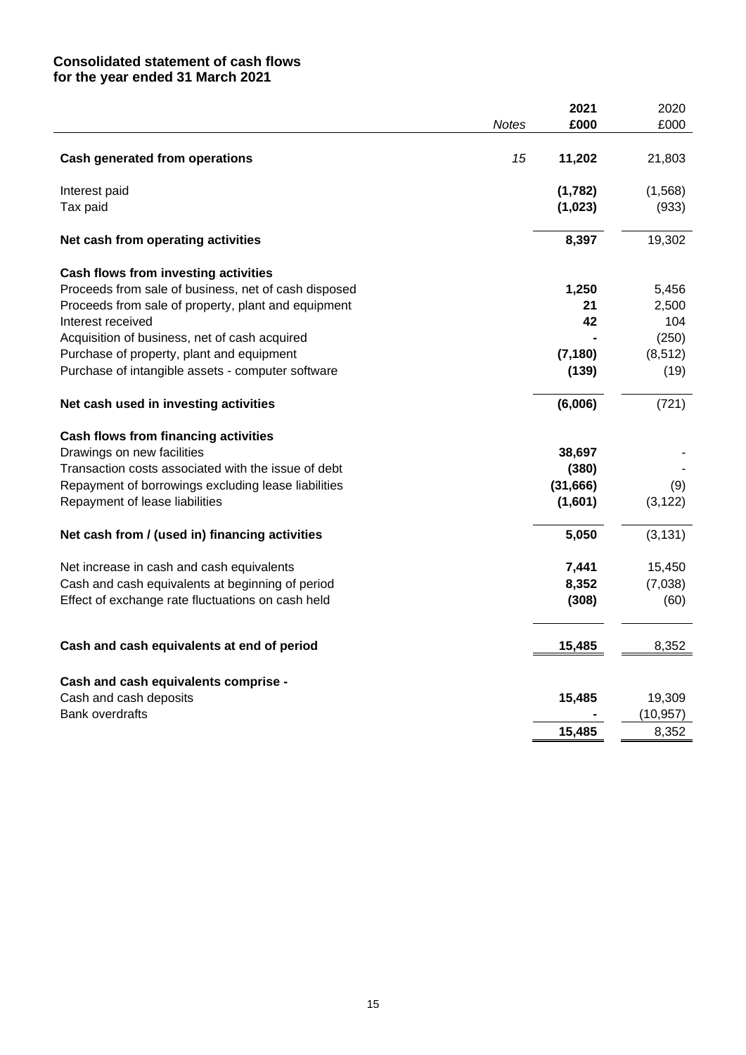**Consolidated statement of cash flows**
**for the year ended 31 March 2021**

| | Notes | 2021 £000 | 2020 £000 |
|---|---|---|---|
| **Cash generated from operations** | 15 | **11,202** | 21,803 |
| Interest paid | | **(1,782)** | (1,568) |
| Tax paid | | **(1,023)** | (933) |
| **Net cash from operating activities** | | **8,397** | 19,302 |
| **Cash flows from investing activities** | | | |
| Proceeds from sale of business, net of cash disposed | | **1,250** | 5,456 |
| Proceeds from sale of property, plant and equipment | | **21** | 2,500 |
| Interest received | | **42** | 104 |
| Acquisition of business, net of cash acquired | | **-** | (250) |
| Purchase of property, plant and equipment | | **(7,180)** | (8,512) |
| Purchase of intangible assets - computer software | | **(139)** | (19) |
| **Net cash used in investing activities** | | **(6,006)** | (721) |
| **Cash flows from financing activities** | | | |
| Drawings on new facilities | | **38,697** | - |
| Transaction costs associated with the issue of debt | | **(380)** | - |
| Repayment of borrowings excluding lease liabilities | | **(31,666)** | (9) |
| Repayment of lease liabilities | | **(1,601)** | (3,122) |
| **Net cash from / (used in) financing activities** | | **5,050** | (3,131) |
| Net increase in cash and cash equivalents | | **7,441** | 15,450 |
| Cash and cash equivalents at beginning of period | | **8,352** | (7,038) |
| Effect of exchange rate fluctuations on cash held | | **(308)** | (60) |
| **Cash and cash equivalents at end of period** | | **15,485** | 8,352 |
| **Cash and cash equivalents comprise -** | | | |
| Cash and cash deposits | | **15,485** | 19,309 |
| Bank overdrafts | | **-** | (10,957) |
| | | **15,485** | 8,352 |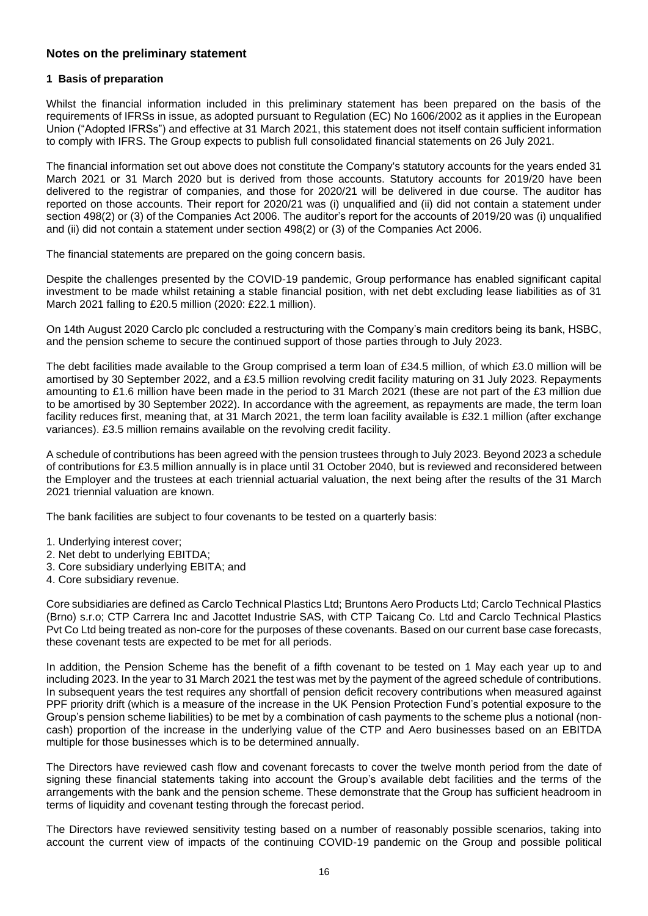## Notes on the preliminary statement

### 1 Basis of preparation

Whilst the financial information included in this preliminary statement has been prepared on the basis of the requirements of IFRSs in issue, as adopted pursuant to Regulation (EC) No 1606/2002 as it applies in the European Union ("Adopted IFRSs") and effective at 31 March 2021, this statement does not itself contain sufficient information to comply with IFRS. The Group expects to publish full consolidated financial statements on 26 July 2021.

The financial information set out above does not constitute the Company's statutory accounts for the years ended 31 March 2021 or 31 March 2020 but is derived from those accounts. Statutory accounts for 2019/20 have been delivered to the registrar of companies, and those for 2020/21 will be delivered in due course. The auditor has reported on those accounts. Their report for 2020/21 was (i) unqualified and (ii) did not contain a statement under section 498(2) or (3) of the Companies Act 2006. The auditor's report for the accounts of 2019/20 was (i) unqualified and (ii) did not contain a statement under section 498(2) or (3) of the Companies Act 2006.

The financial statements are prepared on the going concern basis.

Despite the challenges presented by the COVID-19 pandemic, Group performance has enabled significant capital investment to be made whilst retaining a stable financial position, with net debt excluding lease liabilities as of 31 March 2021 falling to £20.5 million (2020: £22.1 million).

On 14th August 2020 Carclo plc concluded a restructuring with the Company's main creditors being its bank, HSBC, and the pension scheme to secure the continued support of those parties through to July 2023.

The debt facilities made available to the Group comprised a term loan of £34.5 million, of which £3.0 million will be amortised by 30 September 2022, and a £3.5 million revolving credit facility maturing on 31 July 2023. Repayments amounting to £1.6 million have been made in the period to 31 March 2021 (these are not part of the £3 million due to be amortised by 30 September 2022). In accordance with the agreement, as repayments are made, the term loan facility reduces first, meaning that, at 31 March 2021, the term loan facility available is £32.1 million (after exchange variances). £3.5 million remains available on the revolving credit facility.

A schedule of contributions has been agreed with the pension trustees through to July 2023. Beyond 2023 a schedule of contributions for £3.5 million annually is in place until 31 October 2040, but is reviewed and reconsidered between the Employer and the trustees at each triennial actuarial valuation, the next being after the results of the 31 March 2021 triennial valuation are known.

The bank facilities are subject to four covenants to be tested on a quarterly basis:

1. Underlying interest cover;
2. Net debt to underlying EBITDA;
3. Core subsidiary underlying EBITA; and
4. Core subsidiary revenue.

Core subsidiaries are defined as Carclo Technical Plastics Ltd; Bruntons Aero Products Ltd; Carclo Technical Plastics (Brno) s.r.o; CTP Carrera Inc and Jacottet Industrie SAS, with CTP Taicang Co. Ltd and Carclo Technical Plastics Pvt Co Ltd being treated as non-core for the purposes of these covenants. Based on our current base case forecasts, these covenant tests are expected to be met for all periods.

In addition, the Pension Scheme has the benefit of a fifth covenant to be tested on 1 May each year up to and including 2023. In the year to 31 March 2021 the test was met by the payment of the agreed schedule of contributions. In subsequent years the test requires any shortfall of pension deficit recovery contributions when measured against PPF priority drift (which is a measure of the increase in the UK Pension Protection Fund's potential exposure to the Group's pension scheme liabilities) to be met by a combination of cash payments to the scheme plus a notional (non-cash) proportion of the increase in the underlying value of the CTP and Aero businesses based on an EBITDA multiple for those businesses which is to be determined annually.

The Directors have reviewed cash flow and covenant forecasts to cover the twelve month period from the date of signing these financial statements taking into account the Group's available debt facilities and the terms of the arrangements with the bank and the pension scheme. These demonstrate that the Group has sufficient headroom in terms of liquidity and covenant testing through the forecast period.

The Directors have reviewed sensitivity testing based on a number of reasonably possible scenarios, taking into account the current view of impacts of the continuing COVID-19 pandemic on the Group and possible political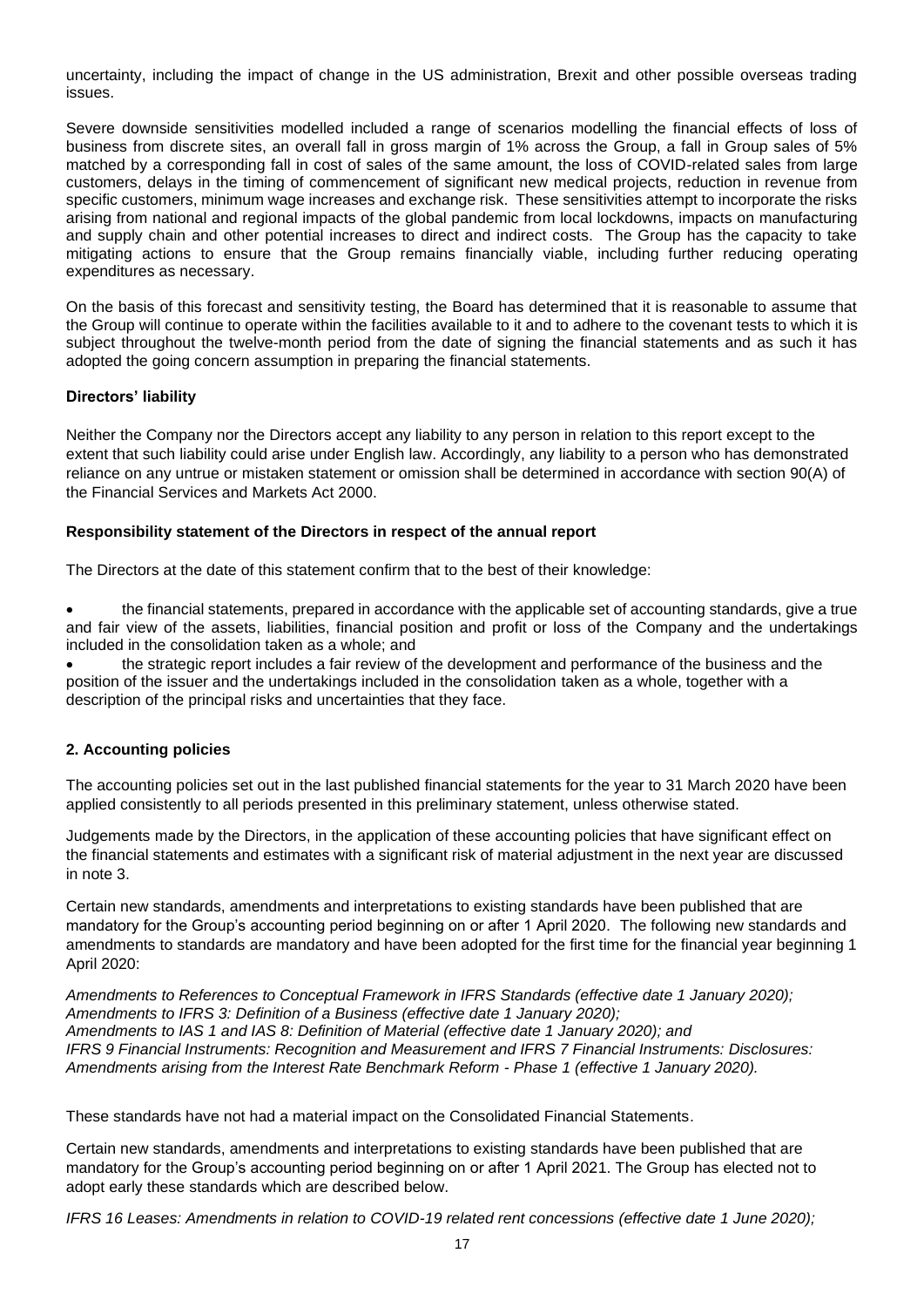uncertainty, including the impact of change in the US administration, Brexit and other possible overseas trading issues.

Severe downside sensitivities modelled included a range of scenarios modelling the financial effects of loss of business from discrete sites, an overall fall in gross margin of 1% across the Group, a fall in Group sales of 5% matched by a corresponding fall in cost of sales of the same amount, the loss of COVID-related sales from large customers, delays in the timing of commencement of significant new medical projects, reduction in revenue from specific customers, minimum wage increases and exchange risk. These sensitivities attempt to incorporate the risks arising from national and regional impacts of the global pandemic from local lockdowns, impacts on manufacturing and supply chain and other potential increases to direct and indirect costs. The Group has the capacity to take mitigating actions to ensure that the Group remains financially viable, including further reducing operating expenditures as necessary.

On the basis of this forecast and sensitivity testing, the Board has determined that it is reasonable to assume that the Group will continue to operate within the facilities available to it and to adhere to the covenant tests to which it is subject throughout the twelve-month period from the date of signing the financial statements and as such it has adopted the going concern assumption in preparing the financial statements.

**Directors' liability**

Neither the Company nor the Directors accept any liability to any person in relation to this report except to the extent that such liability could arise under English law. Accordingly, any liability to a person who has demonstrated reliance on any untrue or mistaken statement or omission shall be determined in accordance with section 90(A) of the Financial Services and Markets Act 2000.

**Responsibility statement of the Directors in respect of the annual report**

The Directors at the date of this statement confirm that to the best of their knowledge:

- the financial statements, prepared in accordance with the applicable set of accounting standards, give a true and fair view of the assets, liabilities, financial position and profit or loss of the Company and the undertakings included in the consolidation taken as a whole; and
- the strategic report includes a fair review of the development and performance of the business and the position of the issuer and the undertakings included in the consolidation taken as a whole, together with a description of the principal risks and uncertainties that they face.

## 2. Accounting policies

The accounting policies set out in the last published financial statements for the year to 31 March 2020 have been applied consistently to all periods presented in this preliminary statement, unless otherwise stated.

Judgements made by the Directors, in the application of these accounting policies that have significant effect on the financial statements and estimates with a significant risk of material adjustment in the next year are discussed in note 3.

Certain new standards, amendments and interpretations to existing standards have been published that are mandatory for the Group's accounting period beginning on or after 1 April 2020. The following new standards and amendments to standards are mandatory and have been adopted for the first time for the financial year beginning 1 April 2020:

*Amendments to References to Conceptual Framework in IFRS Standards (effective date 1 January 2020);*
*Amendments to IFRS 3: Definition of a Business (effective date 1 January 2020);*
*Amendments to IAS 1 and IAS 8: Definition of Material (effective date 1 January 2020); and*
*IFRS 9 Financial Instruments: Recognition and Measurement and IFRS 7 Financial Instruments: Disclosures: Amendments arising from the Interest Rate Benchmark Reform - Phase 1 (effective 1 January 2020).*

These standards have not had a material impact on the Consolidated Financial Statements.

Certain new standards, amendments and interpretations to existing standards have been published that are mandatory for the Group's accounting period beginning on or after 1 April 2021. The Group has elected not to adopt early these standards which are described below.

*IFRS 16 Leases: Amendments in relation to COVID-19 related rent concessions (effective date 1 June 2020);*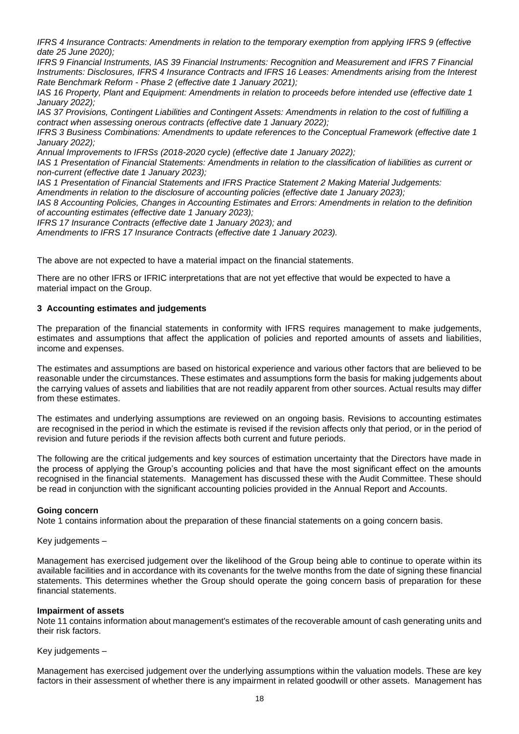*IFRS 4 Insurance Contracts: Amendments in relation to the temporary exemption from applying IFRS 9 (effective date 25 June 2020);*

*IFRS 9 Financial Instruments, IAS 39 Financial Instruments: Recognition and Measurement and IFRS 7 Financial Instruments: Disclosures, IFRS 4 Insurance Contracts and IFRS 16 Leases: Amendments arising from the Interest Rate Benchmark Reform - Phase 2 (effective date 1 January 2021);*

*IAS 16 Property, Plant and Equipment: Amendments in relation to proceeds before intended use (effective date 1 January 2022);*

*IAS 37 Provisions, Contingent Liabilities and Contingent Assets: Amendments in relation to the cost of fulfilling a contract when assessing onerous contracts (effective date 1 January 2022);*

*IFRS 3 Business Combinations: Amendments to update references to the Conceptual Framework (effective date 1 January 2022);*

*Annual Improvements to IFRSs (2018-2020 cycle) (effective date 1 January 2022);*

*IAS 1 Presentation of Financial Statements: Amendments in relation to the classification of liabilities as current or non-current (effective date 1 January 2023);*

*IAS 1 Presentation of Financial Statements and IFRS Practice Statement 2 Making Material Judgements: Amendments in relation to the disclosure of accounting policies (effective date 1 January 2023);*

*IAS 8 Accounting Policies, Changes in Accounting Estimates and Errors: Amendments in relation to the definition of accounting estimates (effective date 1 January 2023);*

*IFRS 17 Insurance Contracts (effective date 1 January 2023); and*

*Amendments to IFRS 17 Insurance Contracts (effective date 1 January 2023).*

The above are not expected to have a material impact on the financial statements.

There are no other IFRS or IFRIC interpretations that are not yet effective that would be expected to have a material impact on the Group.

## 3 Accounting estimates and judgements

The preparation of the financial statements in conformity with IFRS requires management to make judgements, estimates and assumptions that affect the application of policies and reported amounts of assets and liabilities, income and expenses.

The estimates and assumptions are based on historical experience and various other factors that are believed to be reasonable under the circumstances. These estimates and assumptions form the basis for making judgements about the carrying values of assets and liabilities that are not readily apparent from other sources. Actual results may differ from these estimates.

The estimates and underlying assumptions are reviewed on an ongoing basis. Revisions to accounting estimates are recognised in the period in which the estimate is revised if the revision affects only that period, or in the period of revision and future periods if the revision affects both current and future periods.

The following are the critical judgements and key sources of estimation uncertainty that the Directors have made in the process of applying the Group's accounting policies and that have the most significant effect on the amounts recognised in the financial statements. Management has discussed these with the Audit Committee. These should be read in conjunction with the significant accounting policies provided in the Annual Report and Accounts.

**Going concern**

Note 1 contains information about the preparation of these financial statements on a going concern basis.

Key judgements –

Management has exercised judgement over the likelihood of the Group being able to continue to operate within its available facilities and in accordance with its covenants for the twelve months from the date of signing these financial statements. This determines whether the Group should operate the going concern basis of preparation for these financial statements.

**Impairment of assets**

Note 11 contains information about management's estimates of the recoverable amount of cash generating units and their risk factors.

Key judgements –

Management has exercised judgement over the underlying assumptions within the valuation models. These are key factors in their assessment of whether there is any impairment in related goodwill or other assets. Management has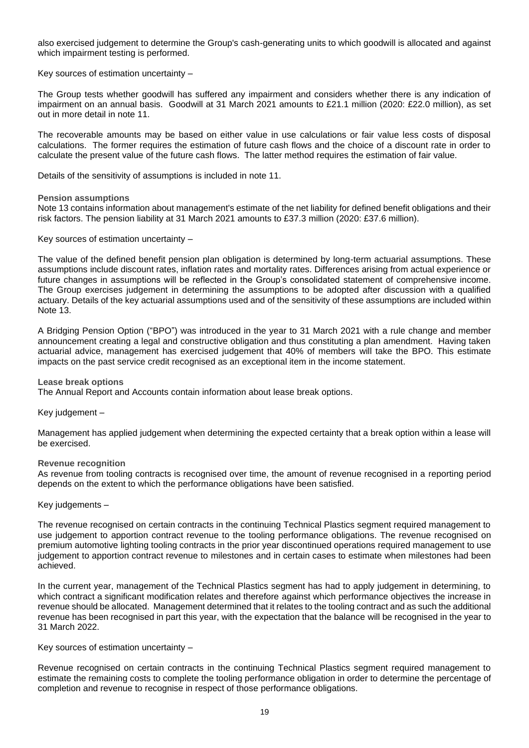also exercised judgement to determine the Group's cash-generating units to which goodwill is allocated and against which impairment testing is performed.

Key sources of estimation uncertainty –

The Group tests whether goodwill has suffered any impairment and considers whether there is any indication of impairment on an annual basis. Goodwill at 31 March 2021 amounts to £21.1 million (2020: £22.0 million), as set out in more detail in note 11.

The recoverable amounts may be based on either value in use calculations or fair value less costs of disposal calculations. The former requires the estimation of future cash flows and the choice of a discount rate in order to calculate the present value of the future cash flows. The latter method requires the estimation of fair value.

Details of the sensitivity of assumptions is included in note 11.

**Pension assumptions**

Note 13 contains information about management's estimate of the net liability for defined benefit obligations and their risk factors. The pension liability at 31 March 2021 amounts to £37.3 million (2020: £37.6 million).

Key sources of estimation uncertainty –

The value of the defined benefit pension plan obligation is determined by long-term actuarial assumptions. These assumptions include discount rates, inflation rates and mortality rates. Differences arising from actual experience or future changes in assumptions will be reflected in the Group's consolidated statement of comprehensive income. The Group exercises judgement in determining the assumptions to be adopted after discussion with a qualified actuary. Details of the key actuarial assumptions used and of the sensitivity of these assumptions are included within Note 13.

A Bridging Pension Option ("BPO") was introduced in the year to 31 March 2021 with a rule change and member announcement creating a legal and constructive obligation and thus constituting a plan amendment. Having taken actuarial advice, management has exercised judgement that 40% of members will take the BPO. This estimate impacts on the past service credit recognised as an exceptional item in the income statement.

**Lease break options**

The Annual Report and Accounts contain information about lease break options.

Key judgement –

Management has applied judgement when determining the expected certainty that a break option within a lease will be exercised.

**Revenue recognition**

As revenue from tooling contracts is recognised over time, the amount of revenue recognised in a reporting period depends on the extent to which the performance obligations have been satisfied.

Key judgements –

The revenue recognised on certain contracts in the continuing Technical Plastics segment required management to use judgement to apportion contract revenue to the tooling performance obligations. The revenue recognised on premium automotive lighting tooling contracts in the prior year discontinued operations required management to use judgement to apportion contract revenue to milestones and in certain cases to estimate when milestones had been achieved.

In the current year, management of the Technical Plastics segment has had to apply judgement in determining, to which contract a significant modification relates and therefore against which performance objectives the increase in revenue should be allocated. Management determined that it relates to the tooling contract and as such the additional revenue has been recognised in part this year, with the expectation that the balance will be recognised in the year to 31 March 2022.

Key sources of estimation uncertainty –

Revenue recognised on certain contracts in the continuing Technical Plastics segment required management to estimate the remaining costs to complete the tooling performance obligation in order to determine the percentage of completion and revenue to recognise in respect of those performance obligations.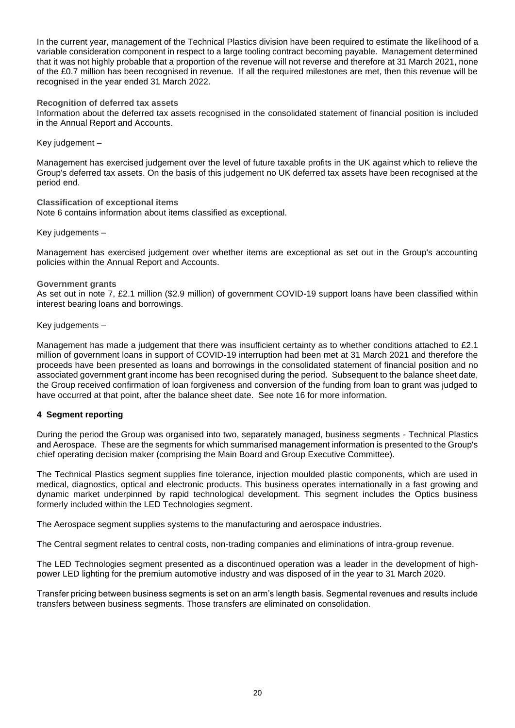In the current year, management of the Technical Plastics division have been required to estimate the likelihood of a variable consideration component in respect to a large tooling contract becoming payable. Management determined that it was not highly probable that a proportion of the revenue will not reverse and therefore at 31 March 2021, none of the £0.7 million has been recognised in revenue. If all the required milestones are met, then this revenue will be recognised in the year ended 31 March 2022.

**Recognition of deferred tax assets**

Information about the deferred tax assets recognised in the consolidated statement of financial position is included in the Annual Report and Accounts.

Key judgement –

Management has exercised judgement over the level of future taxable profits in the UK against which to relieve the Group's deferred tax assets. On the basis of this judgement no UK deferred tax assets have been recognised at the period end.

**Classification of exceptional items**

Note 6 contains information about items classified as exceptional.

Key judgements –

Management has exercised judgement over whether items are exceptional as set out in the Group's accounting policies within the Annual Report and Accounts.

**Government grants**

As set out in note 7, £2.1 million ($2.9 million) of government COVID-19 support loans have been classified within interest bearing loans and borrowings.

Key judgements –

Management has made a judgement that there was insufficient certainty as to whether conditions attached to £2.1 million of government loans in support of COVID-19 interruption had been met at 31 March 2021 and therefore the proceeds have been presented as loans and borrowings in the consolidated statement of financial position and no associated government grant income has been recognised during the period. Subsequent to the balance sheet date, the Group received confirmation of loan forgiveness and conversion of the funding from loan to grant was judged to have occurred at that point, after the balance sheet date. See note 16 for more information.

## 4 Segment reporting

During the period the Group was organised into two, separately managed, business segments - Technical Plastics and Aerospace. These are the segments for which summarised management information is presented to the Group's chief operating decision maker (comprising the Main Board and Group Executive Committee).

The Technical Plastics segment supplies fine tolerance, injection moulded plastic components, which are used in medical, diagnostics, optical and electronic products. This business operates internationally in a fast growing and dynamic market underpinned by rapid technological development. This segment includes the Optics business formerly included within the LED Technologies segment.

The Aerospace segment supplies systems to the manufacturing and aerospace industries.

The Central segment relates to central costs, non-trading companies and eliminations of intra-group revenue.

The LED Technologies segment presented as a discontinued operation was a leader in the development of high-power LED lighting for the premium automotive industry and was disposed of in the year to 31 March 2020.

Transfer pricing between business segments is set on an arm's length basis. Segmental revenues and results include transfers between business segments. Those transfers are eliminated on consolidation.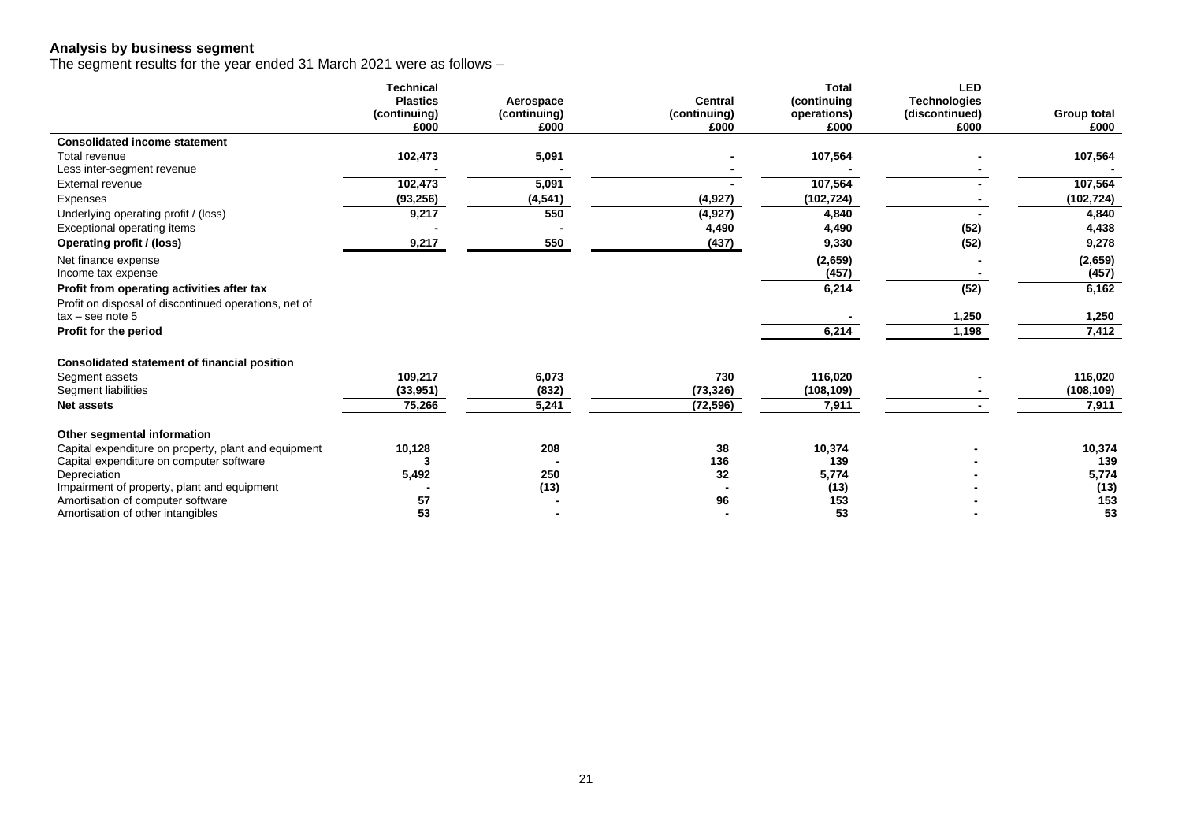### Analysis by business segment

The segment results for the year ended 31 March 2021 were as follows –

| | Technical Plastics (continuing) £000 | Aerospace (continuing) £000 | Central (continuing) £000 | Total (continuing operations) £000 | LED Technologies (discontinued) £000 | Group total £000 |
|---|---|---|---|---|---|---|
| **Consolidated income statement** | | | | | | |
| Total revenue | 102,473 | 5,091 | - | 107,564 | - | 107,564 |
| Less inter-segment revenue | - | - | - | - | - | - |
| External revenue | 102,473 | 5,091 | - | 107,564 | - | 107,564 |
| Expenses | (93,256) | (4,541) | (4,927) | (102,724) | - | (102,724) |
| Underlying operating profit / (loss) | 9,217 | 550 | (4,927) | 4,840 | - | 4,840 |
| Exceptional operating items | - | - | 4,490 | 4,490 | (52) | 4,438 |
| **Operating profit / (loss)** | 9,217 | 550 | (437) | 9,330 | (52) | 9,278 |
| Net finance expense | | | | (2,659) | - | (2,659) |
| Income tax expense | | | | (457) | - | (457) |
| **Profit from operating activities after tax** | | | | 6,214 | (52) | 6,162 |
| Profit on disposal of discontinued operations, net of tax – see note 5 | | | | - | 1,250 | 1,250 |
| **Profit for the period** | | | | 6,214 | 1,198 | 7,412 |
| **Consolidated statement of financial position** | | | | | | |
| Segment assets | 109,217 | 6,073 | 730 | 116,020 | - | 116,020 |
| Segment liabilities | (33,951) | (832) | (73,326) | (108,109) | - | (108,109) |
| **Net assets** | 75,266 | 5,241 | (72,596) | 7,911 | - | 7,911 |
| **Other segmental information** | | | | | | |
| Capital expenditure on property, plant and equipment | 10,128 | 208 | 38 | 10,374 | - | 10,374 |
| Capital expenditure on computer software | 3 | - | 136 | 139 | - | 139 |
| Depreciation | 5,492 | 250 | 32 | 5,774 | - | 5,774 |
| Impairment of property, plant and equipment | - | (13) | - | (13) | - | (13) |
| Amortisation of computer software | 57 | - | 96 | 153 | - | 153 |
| Amortisation of other intangibles | 53 | - | - | 53 | - | 53 |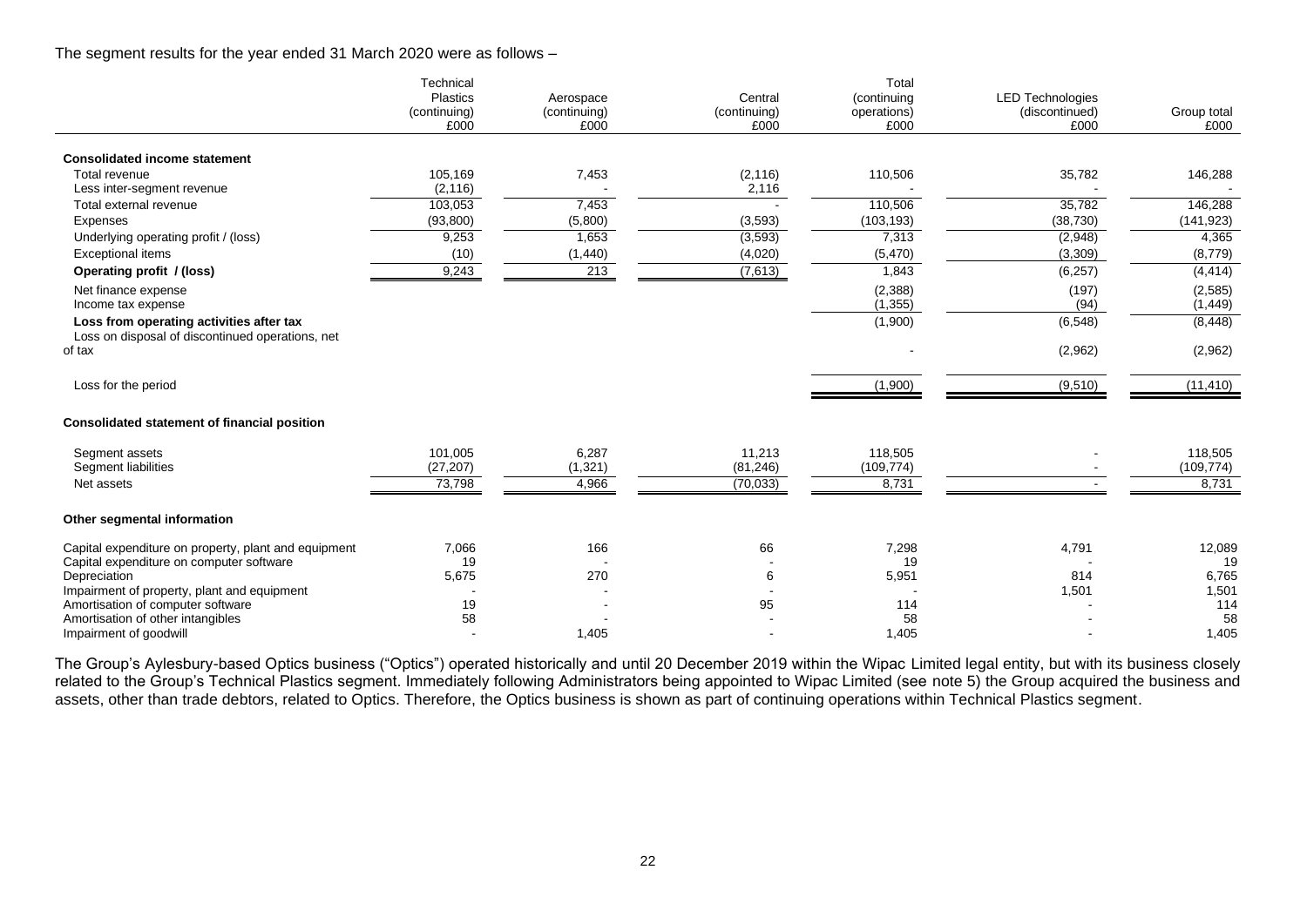The segment results for the year ended 31 March 2020 were as follows –

| | Technical Plastics (continuing) £000 | Aerospace (continuing) £000 | Central (continuing) £000 | Total (continuing operations) £000 | LED Technologies (discontinued) £000 | Group total £000 |
|---|---|---|---|---|---|---|
| **Consolidated income statement** | | | | | | |
| Total revenue | 105,169 | 7,453 | (2,116) | 110,506 | 35,782 | 146,288 |
| Less inter-segment revenue | (2,116) | - | 2,116 | - | - | - |
| Total external revenue | 103,053 | 7,453 | - | 110,506 | 35,782 | 146,288 |
| Expenses | (93,800) | (5,800) | (3,593) | (103,193) | (38,730) | (141,923) |
| Underlying operating profit / (loss) | 9,253 | 1,653 | (3,593) | 7,313 | (2,948) | 4,365 |
| Exceptional items | (10) | (1,440) | (4,020) | (5,470) | (3,309) | (8,779) |
| **Operating profit / (loss)** | 9,243 | 213 | (7,613) | 1,843 | (6,257) | (4,414) |
| Net finance expense | | | | (2,388) | (197) | (2,585) |
| Income tax expense | | | | (1,355) | (94) | (1,449) |
| **Loss from operating activities after tax** | | | | (1,900) | (6,548) | (8,448) |
| Loss on disposal of discontinued operations, net of tax | | | | - | (2,962) | (2,962) |
| Loss for the period | | | | (1,900) | (9,510) | (11,410) |
| **Consolidated statement of financial position** | | | | | | |
| Segment assets | 101,005 | 6,287 | 11,213 | 118,505 | - | 118,505 |
| Segment liabilities | (27,207) | (1,321) | (81,246) | (109,774) | - | (109,774) |
| Net assets | 73,798 | 4,966 | (70,033) | 8,731 | - | 8,731 |
| **Other segmental information** | | | | | | |
| Capital expenditure on property, plant and equipment | 7,066 | 166 | 66 | 7,298 | 4,791 | 12,089 |
| Capital expenditure on computer software | 19 | - | - | 19 | - | 19 |
| Depreciation | 5,675 | 270 | 6 | 5,951 | 814 | 6,765 |
| Impairment of property, plant and equipment | - | - | - | - | 1,501 | 1,501 |
| Amortisation of computer software | 19 | - | 95 | 114 | - | 114 |
| Amortisation of other intangibles | 58 | - | - | 58 | - | 58 |
| Impairment of goodwill | - | 1,405 | - | 1,405 | - | 1,405 |

The Group's Aylesbury-based Optics business ("Optics") operated historically and until 20 December 2019 within the Wipac Limited legal entity, but with its business closely related to the Group's Technical Plastics segment. Immediately following Administrators being appointed to Wipac Limited (see note 5) the Group acquired the business and assets, other than trade debtors, related to Optics. Therefore, the Optics business is shown as part of continuing operations within Technical Plastics segment.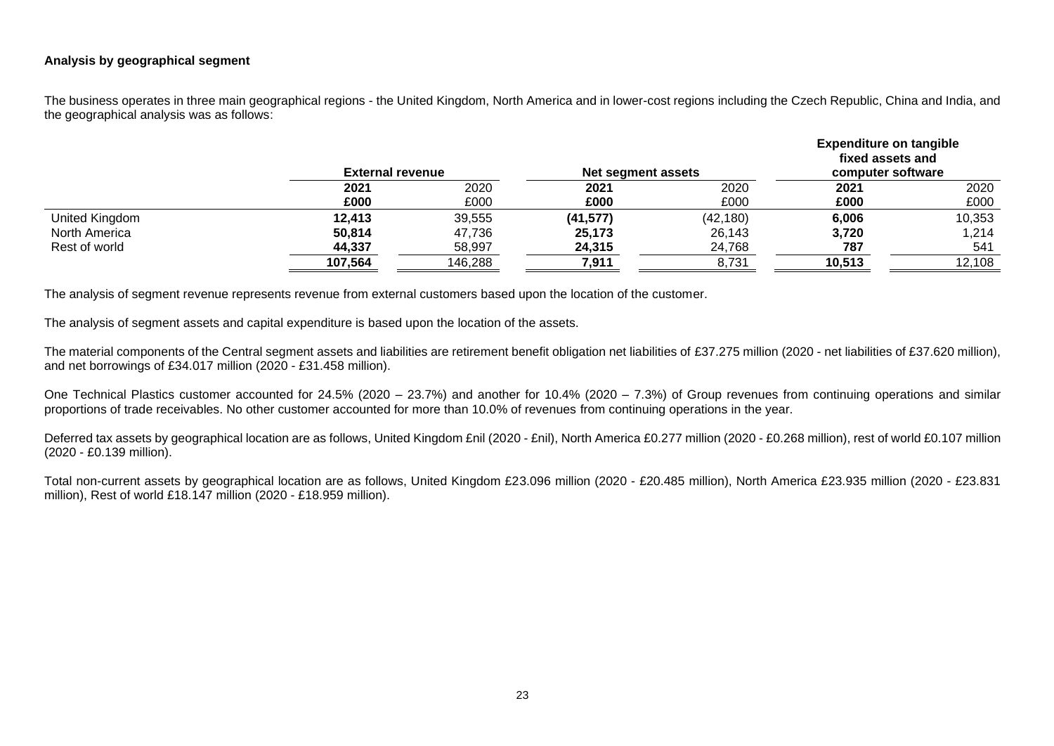**Analysis by geographical segment**

The business operates in three main geographical regions - the United Kingdom, North America and in lower-cost regions including the Czech Republic, China and India, and the geographical analysis was as follows:

| | External revenue | | Net segment assets | | Expenditure on tangible fixed assets and computer software | |
|---|---|---|---|---|---|---|
| | **2021** | 2020 | **2021** | 2020 | **2021** | 2020 |
| | **£000** | £000 | **£000** | £000 | **£000** | £000 |
| United Kingdom | **12,413** | 39,555 | **(41,577)** | (42,180) | **6,006** | 10,353 |
| North America | **50,814** | 47,736 | **25,173** | 26,143 | **3,720** | 1,214 |
| Rest of world | **44,337** | 58,997 | **24,315** | 24,768 | **787** | 541 |
| | **107,564** | 146,288 | **7,911** | 8,731 | **10,513** | 12,108 |

The analysis of segment revenue represents revenue from external customers based upon the location of the customer.

The analysis of segment assets and capital expenditure is based upon the location of the assets.

The material components of the Central segment assets and liabilities are retirement benefit obligation net liabilities of £37.275 million (2020 - net liabilities of £37.620 million), and net borrowings of £34.017 million (2020 - £31.458 million).

One Technical Plastics customer accounted for 24.5% (2020 – 23.7%) and another for 10.4% (2020 – 7.3%) of Group revenues from continuing operations and similar proportions of trade receivables. No other customer accounted for more than 10.0% of revenues from continuing operations in the year.

Deferred tax assets by geographical location are as follows, United Kingdom £nil (2020 - £nil), North America £0.277 million (2020 - £0.268 million), rest of world £0.107 million (2020 - £0.139 million).

Total non-current assets by geographical location are as follows, United Kingdom £23.096 million (2020 - £20.485 million), North America £23.935 million (2020 - £23.831 million), Rest of world £18.147 million (2020 - £18.959 million).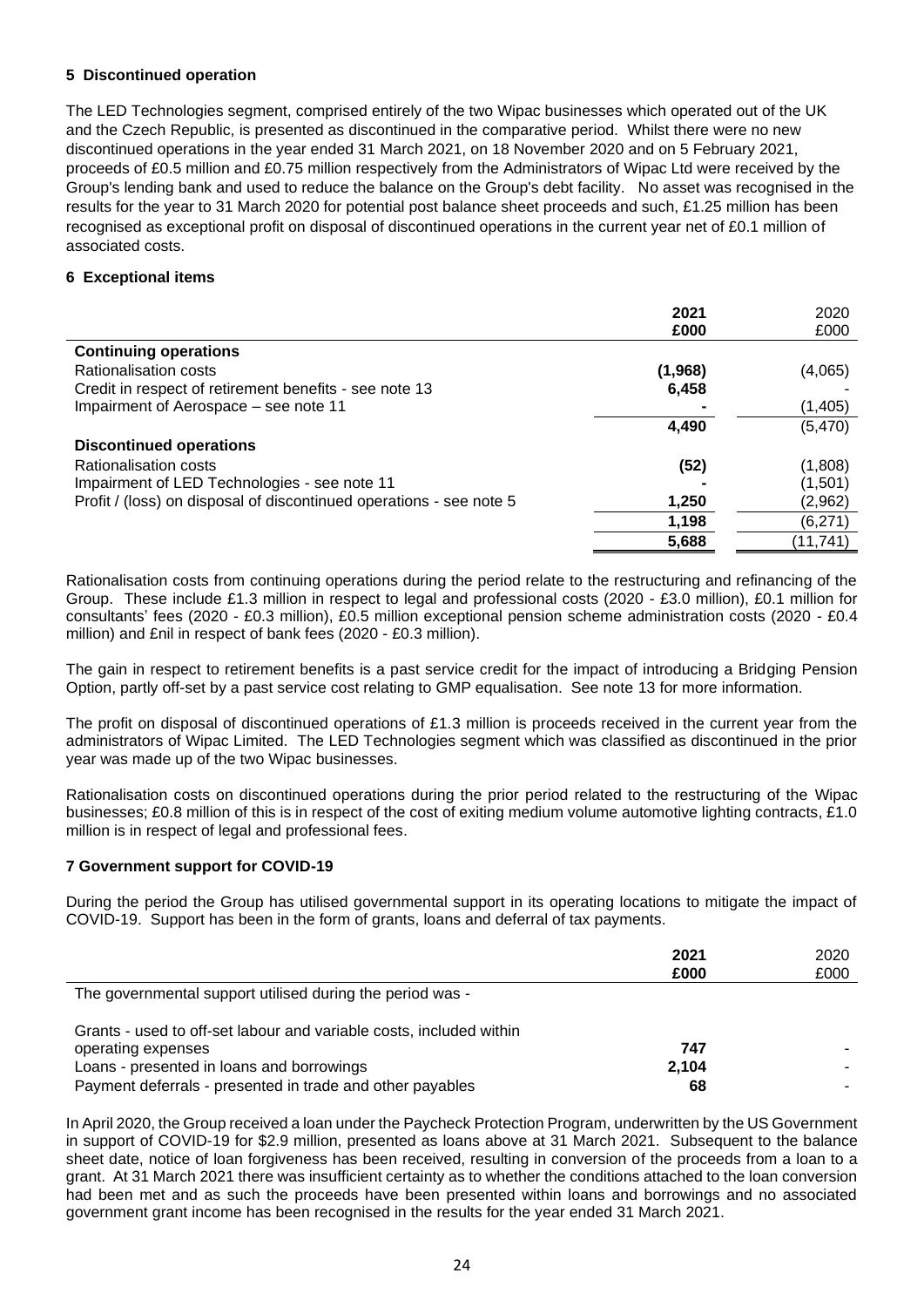### 5 Discontinued operation

The LED Technologies segment, comprised entirely of the two Wipac businesses which operated out of the UK and the Czech Republic, is presented as discontinued in the comparative period. Whilst there were no new discontinued operations in the year ended 31 March 2021, on 18 November 2020 and on 5 February 2021, proceeds of £0.5 million and £0.75 million respectively from the Administrators of Wipac Ltd were received by the Group's lending bank and used to reduce the balance on the Group's debt facility. No asset was recognised in the results for the year to 31 March 2020 for potential post balance sheet proceeds and such, £1.25 million has been recognised as exceptional profit on disposal of discontinued operations in the current year net of £0.1 million of associated costs.

### 6 Exceptional items

| | **2021** | 2020 |
|---|---|---|
| | **£000** | £000 |
| **Continuing operations** | | |
| Rationalisation costs | **(1,968)** | (4,065) |
| Credit in respect of retirement benefits - see note 13 | **6,458** | - |
| Impairment of Aerospace – see note 11 | **-** | (1,405) |
| | **4,490** | (5,470) |
| **Discontinued operations** | | |
| Rationalisation costs | **(52)** | (1,808) |
| Impairment of LED Technologies - see note 11 | **-** | (1,501) |
| Profit / (loss) on disposal of discontinued operations - see note 5 | **1,250** | (2,962) |
| | **1,198** | (6,271) |
| | **5,688** | (11,741) |

Rationalisation costs from continuing operations during the period relate to the restructuring and refinancing of the Group. These include £1.3 million in respect to legal and professional costs (2020 - £3.0 million), £0.1 million for consultants' fees (2020 - £0.3 million), £0.5 million exceptional pension scheme administration costs (2020 - £0.4 million) and £nil in respect of bank fees (2020 - £0.3 million).

The gain in respect to retirement benefits is a past service credit for the impact of introducing a Bridging Pension Option, partly off-set by a past service cost relating to GMP equalisation. See note 13 for more information.

The profit on disposal of discontinued operations of £1.3 million is proceeds received in the current year from the administrators of Wipac Limited. The LED Technologies segment which was classified as discontinued in the prior year was made up of the two Wipac businesses.

Rationalisation costs on discontinued operations during the prior period related to the restructuring of the Wipac businesses; £0.8 million of this is in respect of the cost of exiting medium volume automotive lighting contracts, £1.0 million is in respect of legal and professional fees.

### 7 Government support for COVID-19

During the period the Group has utilised governmental support in its operating locations to mitigate the impact of COVID-19. Support has been in the form of grants, loans and deferral of tax payments.

| | **2021** | 2020 |
|---|---|---|
| | **£000** | £000 |
| The governmental support utilised during the period was - | | |
| Grants - used to off-set labour and variable costs, included within operating expenses | **747** | - |
| Loans - presented in loans and borrowings | **2,104** | - |
| Payment deferrals - presented in trade and other payables | **68** | - |

In April 2020, the Group received a loan under the Paycheck Protection Program, underwritten by the US Government in support of COVID-19 for $2.9 million, presented as loans above at 31 March 2021. Subsequent to the balance sheet date, notice of loan forgiveness has been received, resulting in conversion of the proceeds from a loan to a grant. At 31 March 2021 there was insufficient certainty as to whether the conditions attached to the loan conversion had been met and as such the proceeds have been presented within loans and borrowings and no associated government grant income has been recognised in the results for the year ended 31 March 2021.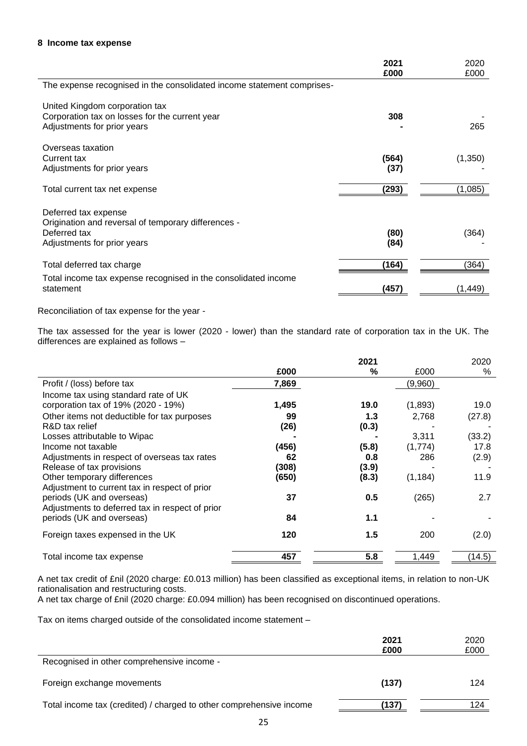### 8 Income tax expense

| | 2021 £000 | 2020 £000 |
|---|---|---|
| The expense recognised in the consolidated income statement comprises- | | |
| United Kingdom corporation tax | | |
| Corporation tax on losses for the current year | **308** | - |
| Adjustments for prior years | **-** | 265 |
| Overseas taxation | | |
| Current tax | **(564)** | (1,350) |
| Adjustments for prior years | **(37)** | - |
| Total current tax net expense | **(293)** | (1,085) |
| Deferred tax expense | | |
| Origination and reversal of temporary differences - | | |
| Deferred tax | **(80)** | (364) |
| Adjustments for prior years | **(84)** | - |
| Total deferred tax charge | **(164)** | (364) |
| Total income tax expense recognised in the consolidated income statement | **(457)** | (1,449) |

Reconciliation of tax expense for the year -

The tax assessed for the year is lower (2020 - lower) than the standard rate of corporation tax in the UK. The differences are explained as follows –

| | 2021 £000 | 2021 % | 2020 £000 | 2020 % |
|---|---|---|---|---|
| Profit / (loss) before tax | **7,869** | | (9,960) | |
| Income tax using standard rate of UK corporation tax of 19% (2020 - 19%) | **1,495** | **19.0** | (1,893) | 19.0 |
| Other items not deductible for tax purposes | **99** | **1.3** | 2,768 | (27.8) |
| R&D tax relief | **(26)** | **(0.3)** | - | - |
| Losses attributable to Wipac | **-** | **-** | 3,311 | (33.2) |
| Income not taxable | **(456)** | **(5.8)** | (1,774) | 17.8 |
| Adjustments in respect of overseas tax rates | **62** | **0.8** | 286 | (2.9) |
| Release of tax provisions | **(308)** | **(3.9)** | - | - |
| Other temporary differences | **(650)** | **(8.3)** | (1,184) | 11.9 |
| Adjustment to current tax in respect of prior periods (UK and overseas) | **37** | **0.5** | (265) | 2.7 |
| Adjustments to deferred tax in respect of prior periods (UK and overseas) | **84** | **1.1** | - | - |
| Foreign taxes expensed in the UK | **120** | **1.5** | 200 | (2.0) |
| Total income tax expense | **457** | **5.8** | 1,449 | (14.5) |

A net tax credit of £nil (2020 charge: £0.013 million) has been classified as exceptional items, in relation to non-UK rationalisation and restructuring costs.
A net tax charge of £nil (2020 charge: £0.094 million) has been recognised on discontinued operations.

Tax on items charged outside of the consolidated income statement –

| | 2021 £000 | 2020 £000 |
|---|---|---|
| Recognised in other comprehensive income - | | |
| Foreign exchange movements | **(137)** | 124 |
| Total income tax (credited) / charged to other comprehensive income | **(137)** | 124 |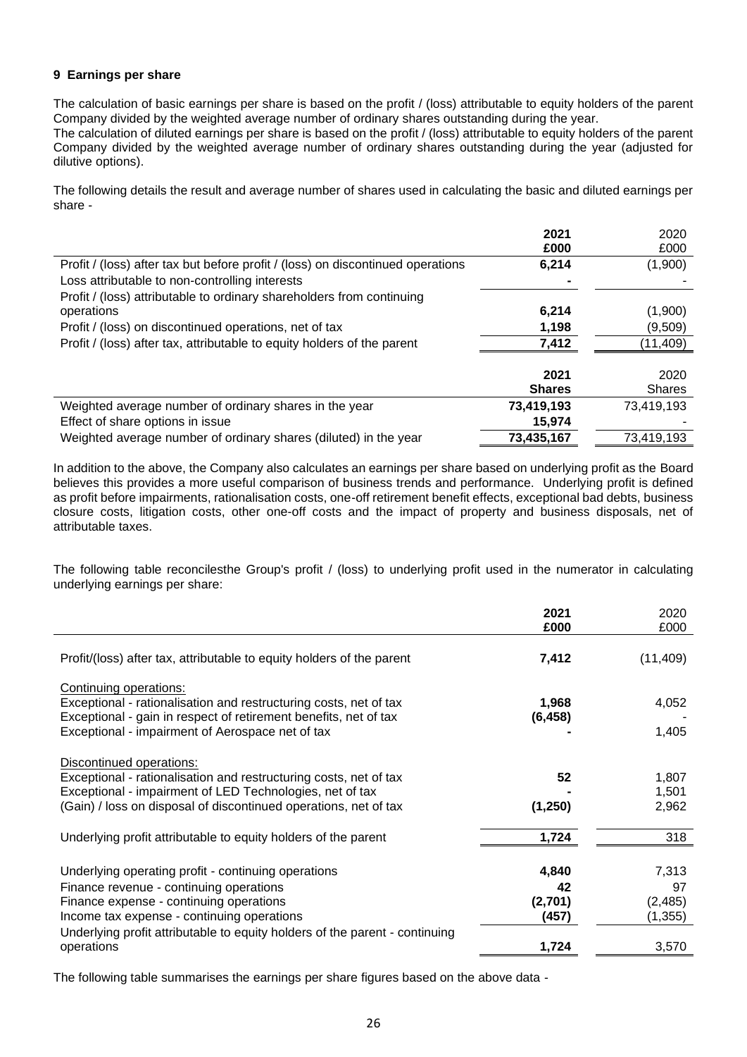### 9 Earnings per share

The calculation of basic earnings per share is based on the profit / (loss) attributable to equity holders of the parent Company divided by the weighted average number of ordinary shares outstanding during the year.
The calculation of diluted earnings per share is based on the profit / (loss) attributable to equity holders of the parent Company divided by the weighted average number of ordinary shares outstanding during the year (adjusted for dilutive options).

The following details the result and average number of shares used in calculating the basic and diluted earnings per share -

| | **2021** | 2020 |
|---|---|---|
| | **£000** | £000 |
| Profit / (loss) after tax but before profit / (loss) on discontinued operations | **6,214** | (1,900) |
| Loss attributable to non-controlling interests | **-** | - |
| Profit / (loss) attributable to ordinary shareholders from continuing operations | **6,214** | (1,900) |
| Profit / (loss) on discontinued operations, net of tax | **1,198** | (9,509) |
| Profit / (loss) after tax, attributable to equity holders of the parent | **7,412** | (11,409) |

| | **2021** | 2020 |
|---|---|---|
| | **Shares** | Shares |
| Weighted average number of ordinary shares in the year | **73,419,193** | 73,419,193 |
| Effect of share options in issue | **15,974** | - |
| Weighted average number of ordinary shares (diluted) in the year | **73,435,167** | 73,419,193 |

In addition to the above, the Company also calculates an earnings per share based on underlying profit as the Board believes this provides a more useful comparison of business trends and performance. Underlying profit is defined as profit before impairments, rationalisation costs, one-off retirement benefit effects, exceptional bad debts, business closure costs, litigation costs, other one-off costs and the impact of property and business disposals, net of attributable taxes.

The following table reconcilesthe Group's profit / (loss) to underlying profit used in the numerator in calculating underlying earnings per share:

| | **2021** | 2020 |
|---|---|---|
| | **£000** | £000 |
| Profit/(loss) after tax, attributable to equity holders of the parent | **7,412** | (11,409) |
| Continuing operations: | | |
| Exceptional - rationalisation and restructuring costs, net of tax | **1,968** | 4,052 |
| Exceptional - gain in respect of retirement benefits, net of tax | **(6,458)** | - |
| Exceptional - impairment of Aerospace net of tax | **-** | 1,405 |
| Discontinued operations: | | |
| Exceptional - rationalisation and restructuring costs, net of tax | **52** | 1,807 |
| Exceptional - impairment of LED Technologies, net of tax | **-** | 1,501 |
| (Gain) / loss on disposal of discontinued operations, net of tax | **(1,250)** | 2,962 |
| Underlying profit attributable to equity holders of the parent | **1,724** | 318 |
| Underlying operating profit - continuing operations | **4,840** | 7,313 |
| Finance revenue - continuing operations | **42** | 97 |
| Finance expense - continuing operations | **(2,701)** | (2,485) |
| Income tax expense - continuing operations | **(457)** | (1,355) |
| Underlying profit attributable to equity holders of the parent - continuing operations | **1,724** | 3,570 |

The following table summarises the earnings per share figures based on the above data -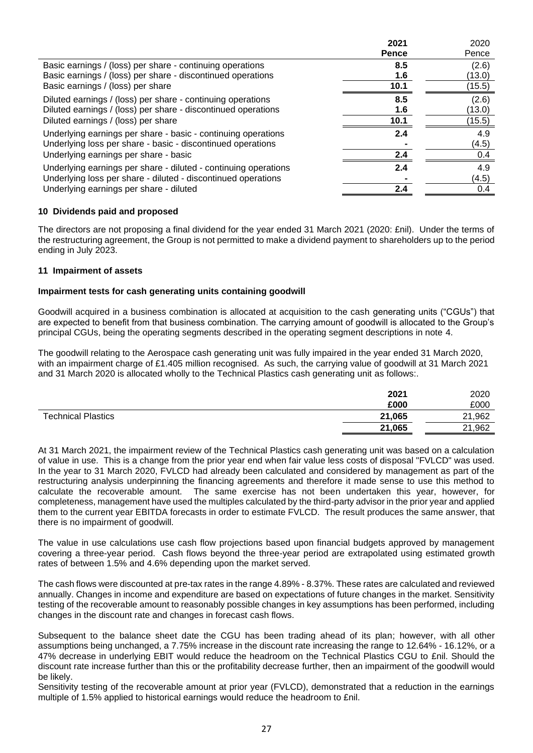| | 2021 | 2020 |
|---|---|---|
| | **Pence** | Pence |
| Basic earnings / (loss) per share - continuing operations | **8.5** | (2.6) |
| Basic earnings / (loss) per share - discontinued operations | **1.6** | (13.0) |
| Basic earnings / (loss) per share | **10.1** | (15.5) |
| Diluted earnings / (loss) per share - continuing operations | **8.5** | (2.6) |
| Diluted earnings / (loss) per share - discontinued operations | **1.6** | (13.0) |
| Diluted earnings / (loss) per share | **10.1** | (15.5) |
| Underlying earnings per share - basic - continuing operations | **2.4** | 4.9 |
| Underlying loss per share - basic - discontinued operations | **-** | (4.5) |
| Underlying earnings per share - basic | **2.4** | 0.4 |
| Underlying earnings per share - diluted - continuing operations | **2.4** | 4.9 |
| Underlying loss per share - diluted - discontinued operations | **-** | (4.5) |
| Underlying earnings per share - diluted | **2.4** | 0.4 |

## 10 Dividends paid and proposed

The directors are not proposing a final dividend for the year ended 31 March 2021 (2020: £nil). Under the terms of the restructuring agreement, the Group is not permitted to make a dividend payment to shareholders up to the period ending in July 2023.

## 11 Impairment of assets

### Impairment tests for cash generating units containing goodwill

Goodwill acquired in a business combination is allocated at acquisition to the cash generating units ("CGUs") that are expected to benefit from that business combination. The carrying amount of goodwill is allocated to the Group's principal CGUs, being the operating segments described in the operating segment descriptions in note 4.

The goodwill relating to the Aerospace cash generating unit was fully impaired in the year ended 31 March 2020, with an impairment charge of £1.405 million recognised. As such, the carrying value of goodwill at 31 March 2021 and 31 March 2020 is allocated wholly to the Technical Plastics cash generating unit as follows:.

| | 2021 | 2020 |
|---|---|---|
| | **£000** | £000 |
| Technical Plastics | **21,065** | 21,962 |
| | **21,065** | 21,962 |

At 31 March 2021, the impairment review of the Technical Plastics cash generating unit was based on a calculation of value in use. This is a change from the prior year end when fair value less costs of disposal "FVLCD" was used. In the year to 31 March 2020, FVLCD had already been calculated and considered by management as part of the restructuring analysis underpinning the financing agreements and therefore it made sense to use this method to calculate the recoverable amount. The same exercise has not been undertaken this year, however, for completeness, management have used the multiples calculated by the third-party advisor in the prior year and applied them to the current year EBITDA forecasts in order to estimate FVLCD. The result produces the same answer, that there is no impairment of goodwill.

The value in use calculations use cash flow projections based upon financial budgets approved by management covering a three-year period. Cash flows beyond the three-year period are extrapolated using estimated growth rates of between 1.5% and 4.6% depending upon the market served.

The cash flows were discounted at pre-tax rates in the range 4.89% - 8.37%. These rates are calculated and reviewed annually. Changes in income and expenditure are based on expectations of future changes in the market. Sensitivity testing of the recoverable amount to reasonably possible changes in key assumptions has been performed, including changes in the discount rate and changes in forecast cash flows.

Subsequent to the balance sheet date the CGU has been trading ahead of its plan; however, with all other assumptions being unchanged, a 7.75% increase in the discount rate increasing the range to 12.64% - 16.12%, or a 47% decrease in underlying EBIT would reduce the headroom on the Technical Plastics CGU to £nil. Should the discount rate increase further than this or the profitability decrease further, then an impairment of the goodwill would be likely.

Sensitivity testing of the recoverable amount at prior year (FVLCD), demonstrated that a reduction in the earnings multiple of 1.5% applied to historical earnings would reduce the headroom to £nil.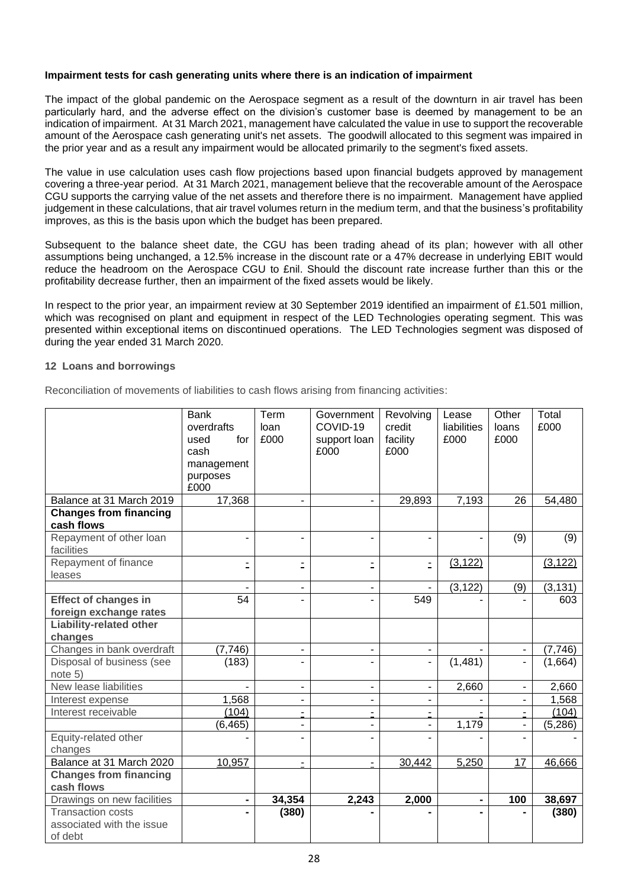**Impairment tests for cash generating units where there is an indication of impairment**

The impact of the global pandemic on the Aerospace segment as a result of the downturn in air travel has been particularly hard, and the adverse effect on the division's customer base is deemed by management to be an indication of impairment. At 31 March 2021, management have calculated the value in use to support the recoverable amount of the Aerospace cash generating unit's net assets. The goodwill allocated to this segment was impaired in the prior year and as a result any impairment would be allocated primarily to the segment's fixed assets.

The value in use calculation uses cash flow projections based upon financial budgets approved by management covering a three-year period. At 31 March 2021, management believe that the recoverable amount of the Aerospace CGU supports the carrying value of the net assets and therefore there is no impairment. Management have applied judgement in these calculations, that air travel volumes return in the medium term, and that the business's profitability improves, as this is the basis upon which the budget has been prepared.

Subsequent to the balance sheet date, the CGU has been trading ahead of its plan; however with all other assumptions being unchanged, a 12.5% increase in the discount rate or a 47% decrease in underlying EBIT would reduce the headroom on the Aerospace CGU to £nil. Should the discount rate increase further than this or the profitability decrease further, then an impairment of the fixed assets would be likely.

In respect to the prior year, an impairment review at 30 September 2019 identified an impairment of £1.501 million, which was recognised on plant and equipment in respect of the LED Technologies operating segment. This was presented within exceptional items on discontinued operations. The LED Technologies segment was disposed of during the year ended 31 March 2020.

## 12 Loans and borrowings

Reconciliation of movements of liabilities to cash flows arising from financing activities:

| | Bank overdrafts used for cash management purposes £000 | Term loan £000 | Government COVID-19 support loan £000 | Revolving credit facility £000 | Lease liabilities £000 | Other loans £000 | Total £000 |
|---|---|---|---|---|---|---|---|
| Balance at 31 March 2019 | 17,368 | - | - | 29,893 | 7,193 | 26 | 54,480 |
| **Changes from financing cash flows** | | | | | | | |
| Repayment of other loan facilities | - | - | - | - | - | (9) | (9) |
| Repayment of finance leases | - | - | - | - | (3,122) | | (3,122) |
| | - | - | - | - | (3,122) | (9) | (3,131) |
| **Effect of changes in foreign exchange rates** | 54 | - | - | 549 | - | - | 603 |
| **Liability-related other changes** | | | | | | | |
| Changes in bank overdraft | (7,746) | - | - | - | - | - | (7,746) |
| Disposal of business (see note 5) | (183) | - | - | - | (1,481) | - | (1,664) |
| New lease liabilities | - | - | - | - | 2,660 | - | 2,660 |
| Interest expense | 1,568 | - | - | - | - | - | 1,568 |
| Interest receivable | (104) | - | - | - | - | - | (104) |
| | (6,465) | - | - | - | 1,179 | - | (5,286) |
| Equity-related other changes | - | - | - | - | - | - | - |
| Balance at 31 March 2020 | 10,957 | - | - | 30,442 | 5,250 | 17 | 46,666 |
| **Changes from financing cash flows** | | | | | | | |
| Drawings on new facilities | **-** | **34,354** | **2,243** | **2,000** | **-** | **100** | **38,697** |
| Transaction costs associated with the issue of debt | **-** | **(380)** | **-** | **-** | **-** | **-** | **(380)** |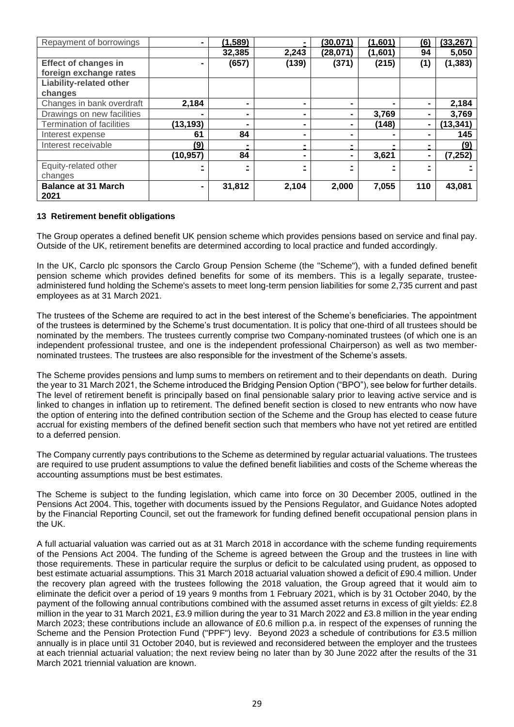| | | | | | | | |
|---|---|---|---|---|---|---|---|
| Repayment of borrowings | - | (1,589) | - | (30,071) | (1,601) | (6) | (33,267) |
| | | 32,385 | 2,243 | (28,071) | (1,601) | 94 | 5,050 |
| **Effect of changes in foreign exchange rates** | - | (657) | (139) | (371) | (215) | (1) | (1,383) |
| **Liability-related other changes** | | | | | | | |
| Changes in bank overdraft | 2,184 | - | - | - | - | - | 2,184 |
| Drawings on new facilities | - | - | - | - | 3,769 | - | 3,769 |
| Termination of facilities | (13,193) | - | - | - | (148) | - | (13,341) |
| Interest expense | 61 | 84 | - | - | - | - | 145 |
| Interest receivable | (9) | - | - | - | - | - | (9) |
| | (10,957) | 84 | - | - | 3,621 | - | (7,252) |
| Equity-related other changes | - | - | - | - | - | - | - |
| **Balance at 31 March 2021** | - | 31,812 | 2,104 | 2,000 | 7,055 | 110 | 43,081 |

### 13 Retirement benefit obligations

The Group operates a defined benefit UK pension scheme which provides pensions based on service and final pay. Outside of the UK, retirement benefits are determined according to local practice and funded accordingly.

In the UK, Carclo plc sponsors the Carclo Group Pension Scheme (the "Scheme"), with a funded defined benefit pension scheme which provides defined benefits for some of its members. This is a legally separate, trustee-administered fund holding the Scheme's assets to meet long-term pension liabilities for some 2,735 current and past employees as at 31 March 2021.

The trustees of the Scheme are required to act in the best interest of the Scheme's beneficiaries. The appointment of the trustees is determined by the Scheme's trust documentation. It is policy that one-third of all trustees should be nominated by the members. The trustees currently comprise two Company-nominated trustees (of which one is an independent professional trustee, and one is the independent professional Chairperson) as well as two member-nominated trustees. The trustees are also responsible for the investment of the Scheme's assets.

The Scheme provides pensions and lump sums to members on retirement and to their dependants on death. During the year to 31 March 2021, the Scheme introduced the Bridging Pension Option ("BPO"), see below for further details. The level of retirement benefit is principally based on final pensionable salary prior to leaving active service and is linked to changes in inflation up to retirement. The defined benefit section is closed to new entrants who now have the option of entering into the defined contribution section of the Scheme and the Group has elected to cease future accrual for existing members of the defined benefit section such that members who have not yet retired are entitled to a deferred pension.

The Company currently pays contributions to the Scheme as determined by regular actuarial valuations. The trustees are required to use prudent assumptions to value the defined benefit liabilities and costs of the Scheme whereas the accounting assumptions must be best estimates.

The Scheme is subject to the funding legislation, which came into force on 30 December 2005, outlined in the Pensions Act 2004. This, together with documents issued by the Pensions Regulator, and Guidance Notes adopted by the Financial Reporting Council, set out the framework for funding defined benefit occupational pension plans in the UK.

A full actuarial valuation was carried out as at 31 March 2018 in accordance with the scheme funding requirements of the Pensions Act 2004. The funding of the Scheme is agreed between the Group and the trustees in line with those requirements. These in particular require the surplus or deficit to be calculated using prudent, as opposed to best estimate actuarial assumptions. This 31 March 2018 actuarial valuation showed a deficit of £90.4 million. Under the recovery plan agreed with the trustees following the 2018 valuation, the Group agreed that it would aim to eliminate the deficit over a period of 19 years 9 months from 1 February 2021, which is by 31 October 2040, by the payment of the following annual contributions combined with the assumed asset returns in excess of gilt yields: £2.8 million in the year to 31 March 2021, £3.9 million during the year to 31 March 2022 and £3.8 million in the year ending March 2023; these contributions include an allowance of £0.6 million p.a. in respect of the expenses of running the Scheme and the Pension Protection Fund ("PPF") levy. Beyond 2023 a schedule of contributions for £3.5 million annually is in place until 31 October 2040, but is reviewed and reconsidered between the employer and the trustees at each triennial actuarial valuation; the next review being no later than by 30 June 2022 after the results of the 31 March 2021 triennial valuation are known.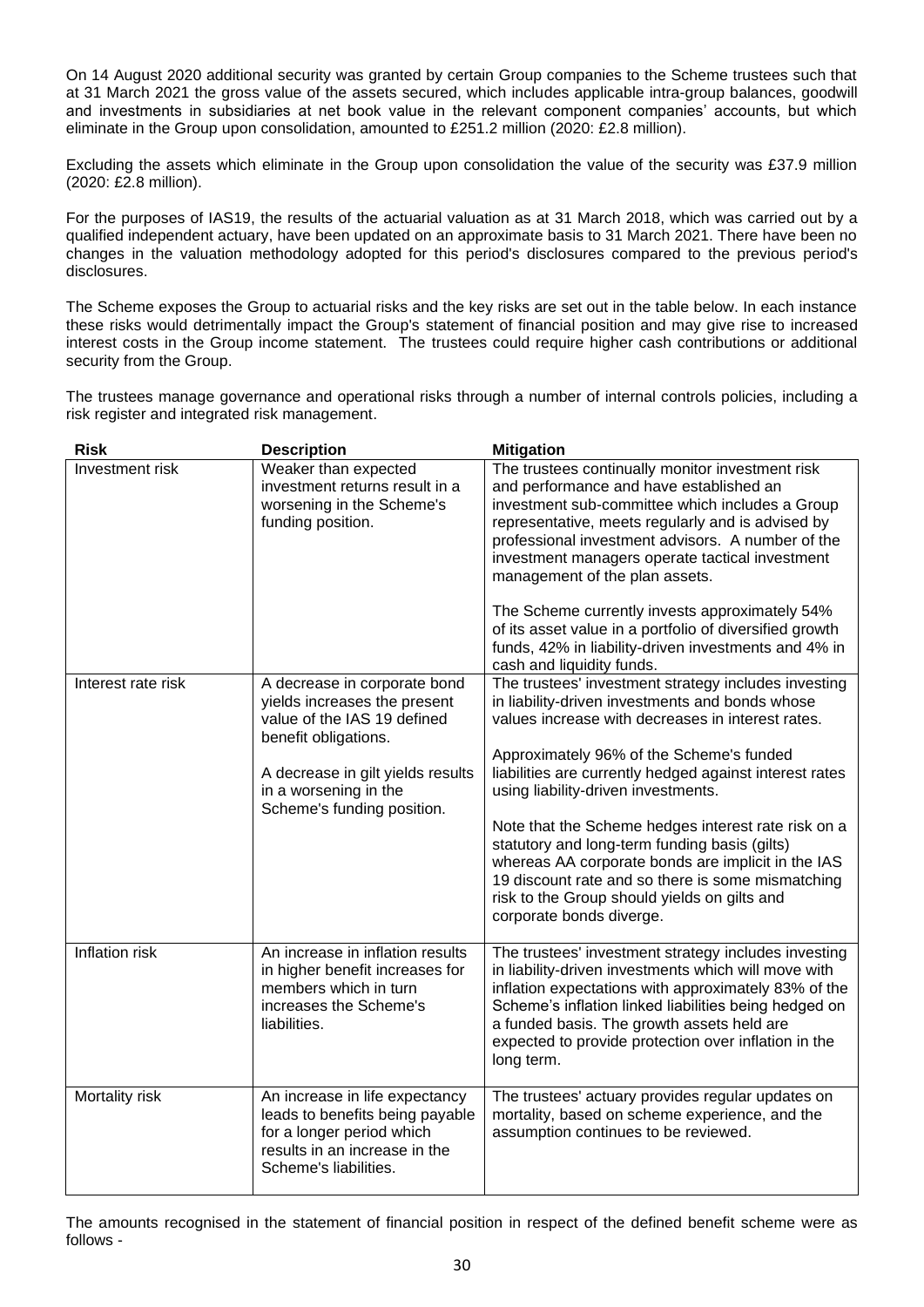On 14 August 2020 additional security was granted by certain Group companies to the Scheme trustees such that at 31 March 2021 the gross value of the assets secured, which includes applicable intra-group balances, goodwill and investments in subsidiaries at net book value in the relevant component companies' accounts, but which eliminate in the Group upon consolidation, amounted to £251.2 million (2020: £2.8 million).

Excluding the assets which eliminate in the Group upon consolidation the value of the security was £37.9 million (2020: £2.8 million).

For the purposes of IAS19, the results of the actuarial valuation as at 31 March 2018, which was carried out by a qualified independent actuary, have been updated on an approximate basis to 31 March 2021. There have been no changes in the valuation methodology adopted for this period's disclosures compared to the previous period's disclosures.

The Scheme exposes the Group to actuarial risks and the key risks are set out in the table below. In each instance these risks would detrimentally impact the Group's statement of financial position and may give rise to increased interest costs in the Group income statement. The trustees could require higher cash contributions or additional security from the Group.

The trustees manage governance and operational risks through a number of internal controls policies, including a risk register and integrated risk management.

| Risk | Description | Mitigation |
|---|---|---|
| Investment risk | Weaker than expected investment returns result in a worsening in the Scheme's funding position. | The trustees continually monitor investment risk and performance and have established an investment sub-committee which includes a Group representative, meets regularly and is advised by professional investment advisors. A number of the investment managers operate tactical investment management of the plan assets.<br><br>The Scheme currently invests approximately 54% of its asset value in a portfolio of diversified growth funds, 42% in liability-driven investments and 4% in cash and liquidity funds. |
| Interest rate risk | A decrease in corporate bond yields increases the present value of the IAS 19 defined benefit obligations.<br><br>A decrease in gilt yields results in a worsening in the Scheme's funding position. | The trustees' investment strategy includes investing in liability-driven investments and bonds whose values increase with decreases in interest rates.<br><br>Approximately 96% of the Scheme's funded liabilities are currently hedged against interest rates using liability-driven investments.<br><br>Note that the Scheme hedges interest rate risk on a statutory and long-term funding basis (gilts) whereas AA corporate bonds are implicit in the IAS 19 discount rate and so there is some mismatching risk to the Group should yields on gilts and corporate bonds diverge. |
| Inflation risk | An increase in inflation results in higher benefit increases for members which in turn increases the Scheme's liabilities. | The trustees' investment strategy includes investing in liability-driven investments which will move with inflation expectations with approximately 83% of the Scheme's inflation linked liabilities being hedged on a funded basis. The growth assets held are expected to provide protection over inflation in the long term. |
| Mortality risk | An increase in life expectancy leads to benefits being payable for a longer period which results in an increase in the Scheme's liabilities. | The trustees' actuary provides regular updates on mortality, based on scheme experience, and the assumption continues to be reviewed. |

The amounts recognised in the statement of financial position in respect of the defined benefit scheme were as follows -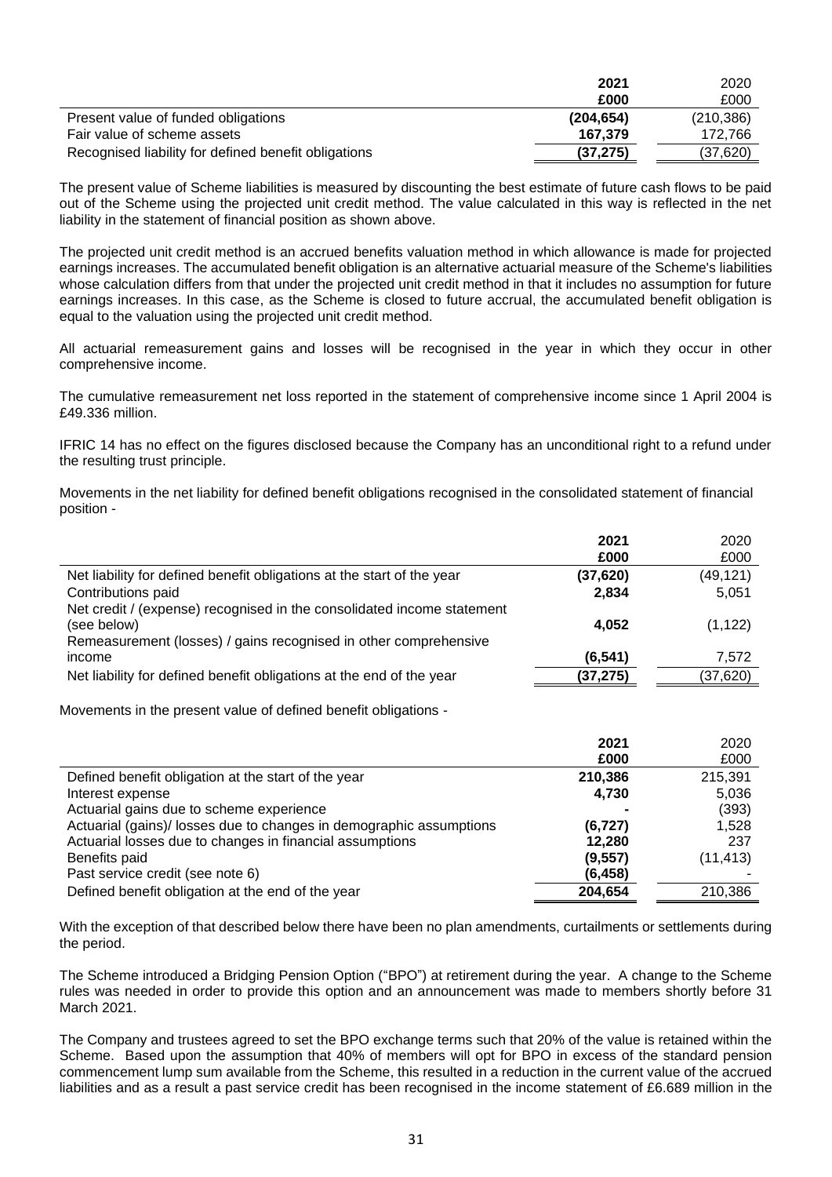| | 2021 | 2020 |
|---|---|---|
| | £000 | £000 |
| Present value of funded obligations | **(204,654)** | (210,386) |
| Fair value of scheme assets | **167,379** | 172,766 |
| Recognised liability for defined benefit obligations | **(37,275)** | (37,620) |

The present value of Scheme liabilities is measured by discounting the best estimate of future cash flows to be paid out of the Scheme using the projected unit credit method. The value calculated in this way is reflected in the net liability in the statement of financial position as shown above.

The projected unit credit method is an accrued benefits valuation method in which allowance is made for projected earnings increases. The accumulated benefit obligation is an alternative actuarial measure of the Scheme's liabilities whose calculation differs from that under the projected unit credit method in that it includes no assumption for future earnings increases. In this case, as the Scheme is closed to future accrual, the accumulated benefit obligation is equal to the valuation using the projected unit credit method.

All actuarial remeasurement gains and losses will be recognised in the year in which they occur in other comprehensive income.

The cumulative remeasurement net loss reported in the statement of comprehensive income since 1 April 2004 is £49.336 million.

IFRIC 14 has no effect on the figures disclosed because the Company has an unconditional right to a refund under the resulting trust principle.

Movements in the net liability for defined benefit obligations recognised in the consolidated statement of financial position -

| | 2021 | 2020 |
|---|---|---|
| | £000 | £000 |
| Net liability for defined benefit obligations at the start of the year | **(37,620)** | (49,121) |
| Contributions paid | **2,834** | 5,051 |
| Net credit / (expense) recognised in the consolidated income statement (see below) | **4,052** | (1,122) |
| Remeasurement (losses) / gains recognised in other comprehensive income | **(6,541)** | 7,572 |
| Net liability for defined benefit obligations at the end of the year | **(37,275)** | (37,620) |

Movements in the present value of defined benefit obligations -

| | 2021 | 2020 |
|---|---|---|
| | £000 | £000 |
| Defined benefit obligation at the start of the year | **210,386** | 215,391 |
| Interest expense | **4,730** | 5,036 |
| Actuarial gains due to scheme experience | **-** | (393) |
| Actuarial (gains)/ losses due to changes in demographic assumptions | **(6,727)** | 1,528 |
| Actuarial losses due to changes in financial assumptions | **12,280** | 237 |
| Benefits paid | **(9,557)** | (11,413) |
| Past service credit (see note 6) | **(6,458)** | - |
| Defined benefit obligation at the end of the year | **204,654** | 210,386 |

With the exception of that described below there have been no plan amendments, curtailments or settlements during the period.

The Scheme introduced a Bridging Pension Option ("BPO") at retirement during the year. A change to the Scheme rules was needed in order to provide this option and an announcement was made to members shortly before 31 March 2021.

The Company and trustees agreed to set the BPO exchange terms such that 20% of the value is retained within the Scheme. Based upon the assumption that 40% of members will opt for BPO in excess of the standard pension commencement lump sum available from the Scheme, this resulted in a reduction in the current value of the accrued liabilities and as a result a past service credit has been recognised in the income statement of £6.689 million in the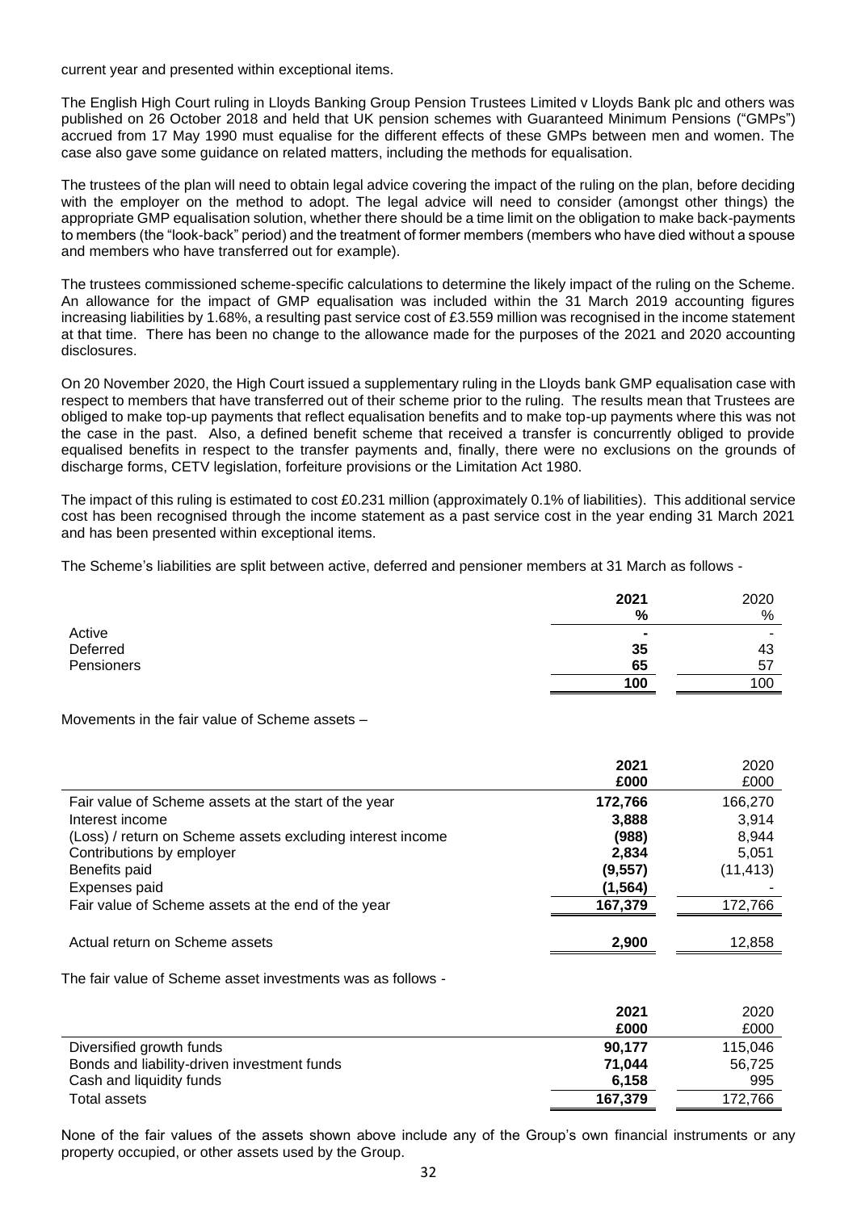current year and presented within exceptional items.

The English High Court ruling in Lloyds Banking Group Pension Trustees Limited v Lloyds Bank plc and others was published on 26 October 2018 and held that UK pension schemes with Guaranteed Minimum Pensions ("GMPs") accrued from 17 May 1990 must equalise for the different effects of these GMPs between men and women. The case also gave some guidance on related matters, including the methods for equalisation.

The trustees of the plan will need to obtain legal advice covering the impact of the ruling on the plan, before deciding with the employer on the method to adopt. The legal advice will need to consider (amongst other things) the appropriate GMP equalisation solution, whether there should be a time limit on the obligation to make back-payments to members (the "look-back" period) and the treatment of former members (members who have died without a spouse and members who have transferred out for example).

The trustees commissioned scheme-specific calculations to determine the likely impact of the ruling on the Scheme. An allowance for the impact of GMP equalisation was included within the 31 March 2019 accounting figures increasing liabilities by 1.68%, a resulting past service cost of £3.559 million was recognised in the income statement at that time. There has been no change to the allowance made for the purposes of the 2021 and 2020 accounting disclosures.

On 20 November 2020, the High Court issued a supplementary ruling in the Lloyds bank GMP equalisation case with respect to members that have transferred out of their scheme prior to the ruling. The results mean that Trustees are obliged to make top-up payments that reflect equalisation benefits and to make top-up payments where this was not the case in the past. Also, a defined benefit scheme that received a transfer is concurrently obliged to provide equalised benefits in respect to the transfer payments and, finally, there were no exclusions on the grounds of discharge forms, CETV legislation, forfeiture provisions or the Limitation Act 1980.

The impact of this ruling is estimated to cost £0.231 million (approximately 0.1% of liabilities). This additional service cost has been recognised through the income statement as a past service cost in the year ending 31 March 2021 and has been presented within exceptional items.

The Scheme's liabilities are split between active, deferred and pensioner members at 31 March as follows -

| | **2021** | 2020 |
|---|---|---|
| | **%** | % |
| Active | **-** | - |
| Deferred | **35** | 43 |
| Pensioners | **65** | 57 |
| | **100** | 100 |

Movements in the fair value of Scheme assets –

| | **2021** | 2020 |
|---|---|---|
| | **£000** | £000 |
| Fair value of Scheme assets at the start of the year | **172,766** | 166,270 |
| Interest income | **3,888** | 3,914 |
| (Loss) / return on Scheme assets excluding interest income | **(988)** | 8,944 |
| Contributions by employer | **2,834** | 5,051 |
| Benefits paid | **(9,557)** | (11,413) |
| Expenses paid | **(1,564)** | - |
| Fair value of Scheme assets at the end of the year | **167,379** | 172,766 |
| | | |
| Actual return on Scheme assets | **2,900** | 12,858 |

The fair value of Scheme asset investments was as follows -

| | **2021** | 2020 |
|---|---|---|
| | **£000** | £000 |
| Diversified growth funds | **90,177** | 115,046 |
| Bonds and liability-driven investment funds | **71,044** | 56,725 |
| Cash and liquidity funds | **6,158** | 995 |
| Total assets | **167,379** | 172,766 |

None of the fair values of the assets shown above include any of the Group's own financial instruments or any property occupied, or other assets used by the Group.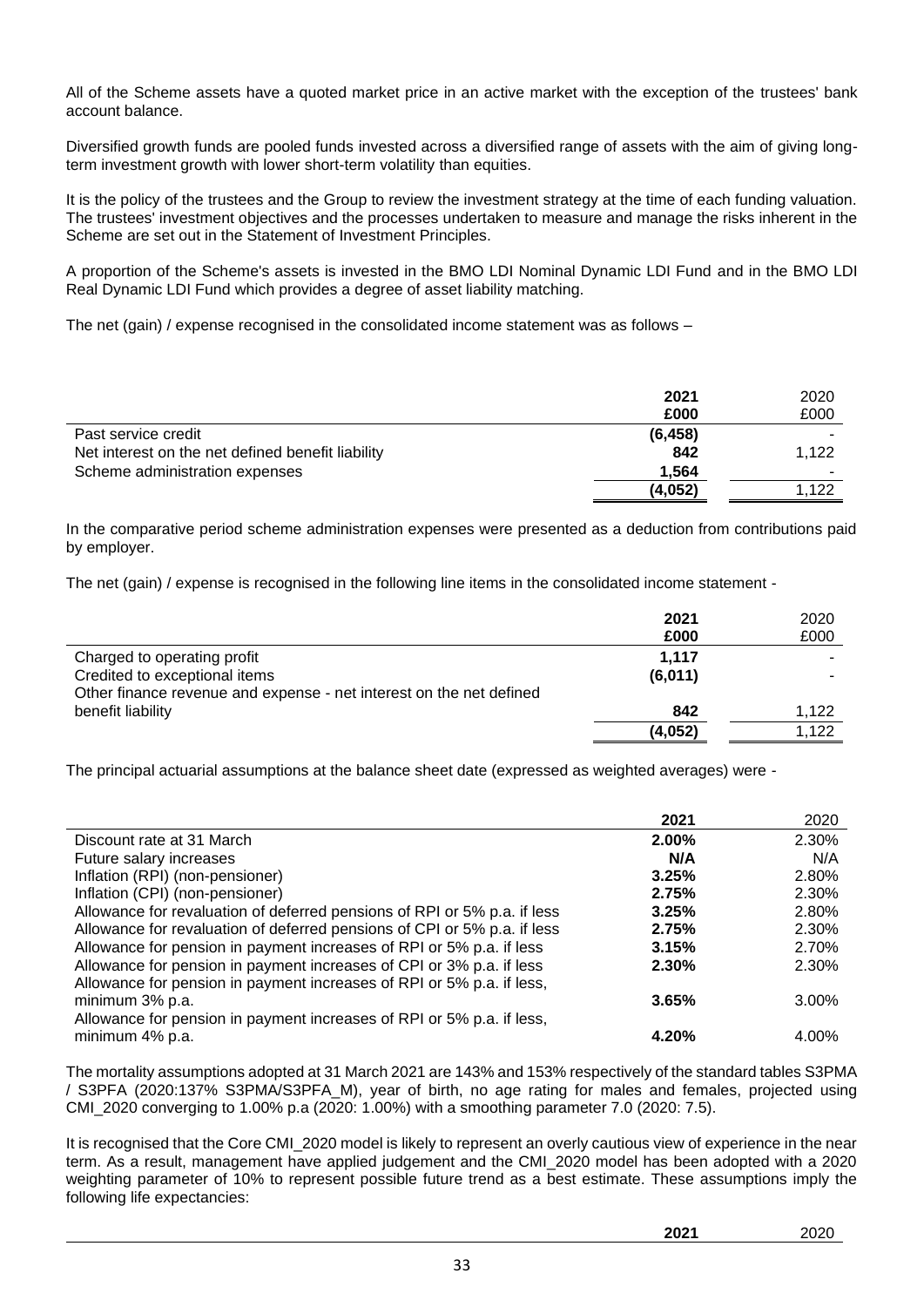All of the Scheme assets have a quoted market price in an active market with the exception of the trustees' bank account balance.

Diversified growth funds are pooled funds invested across a diversified range of assets with the aim of giving long-term investment growth with lower short-term volatility than equities.

It is the policy of the trustees and the Group to review the investment strategy at the time of each funding valuation. The trustees' investment objectives and the processes undertaken to measure and manage the risks inherent in the Scheme are set out in the Statement of Investment Principles.

A proportion of the Scheme's assets is invested in the BMO LDI Nominal Dynamic LDI Fund and in the BMO LDI Real Dynamic LDI Fund which provides a degree of asset liability matching.

The net (gain) / expense recognised in the consolidated income statement was as follows –

| | **2021** | 2020 |
|---|---|---|
| | **£000** | £000 |
| Past service credit | **(6,458)** | - |
| Net interest on the net defined benefit liability | **842** | 1,122 |
| Scheme administration expenses | **1,564** | - |
| | **(4,052)** | 1,122 |

In the comparative period scheme administration expenses were presented as a deduction from contributions paid by employer.

The net (gain) / expense is recognised in the following line items in the consolidated income statement -

| | **2021** | 2020 |
|---|---|---|
| | **£000** | £000 |
| Charged to operating profit | **1,117** | - |
| Credited to exceptional items | **(6,011)** | - |
| Other finance revenue and expense - net interest on the net defined benefit liability | **842** | 1,122 |
| | **(4,052)** | 1,122 |

The principal actuarial assumptions at the balance sheet date (expressed as weighted averages) were -

| | **2021** | 2020 |
|---|---|---|
| Discount rate at 31 March | **2.00%** | 2.30% |
| Future salary increases | **N/A** | N/A |
| Inflation (RPI) (non-pensioner) | **3.25%** | 2.80% |
| Inflation (CPI) (non-pensioner) | **2.75%** | 2.30% |
| Allowance for revaluation of deferred pensions of RPI or 5% p.a. if less | **3.25%** | 2.80% |
| Allowance for revaluation of deferred pensions of CPI or 5% p.a. if less | **2.75%** | 2.30% |
| Allowance for pension in payment increases of RPI or 5% p.a. if less | **3.15%** | 2.70% |
| Allowance for pension in payment increases of CPI or 3% p.a. if less | **2.30%** | 2.30% |
| Allowance for pension in payment increases of RPI or 5% p.a. if less, minimum 3% p.a. | **3.65%** | 3.00% |
| Allowance for pension in payment increases of RPI or 5% p.a. if less, minimum 4% p.a. | **4.20%** | 4.00% |

The mortality assumptions adopted at 31 March 2021 are 143% and 153% respectively of the standard tables S3PMA / S3PFA (2020:137% S3PMA/S3PFA_M), year of birth, no age rating for males and females, projected using CMI_2020 converging to 1.00% p.a (2020: 1.00%) with a smoothing parameter 7.0 (2020: 7.5).

It is recognised that the Core CMI_2020 model is likely to represent an overly cautious view of experience in the near term. As a result, management have applied judgement and the CMI_2020 model has been adopted with a 2020 weighting parameter of 10% to represent possible future trend as a best estimate. These assumptions imply the following life expectancies:

| | **2021** | 2020 |
|---|---|---|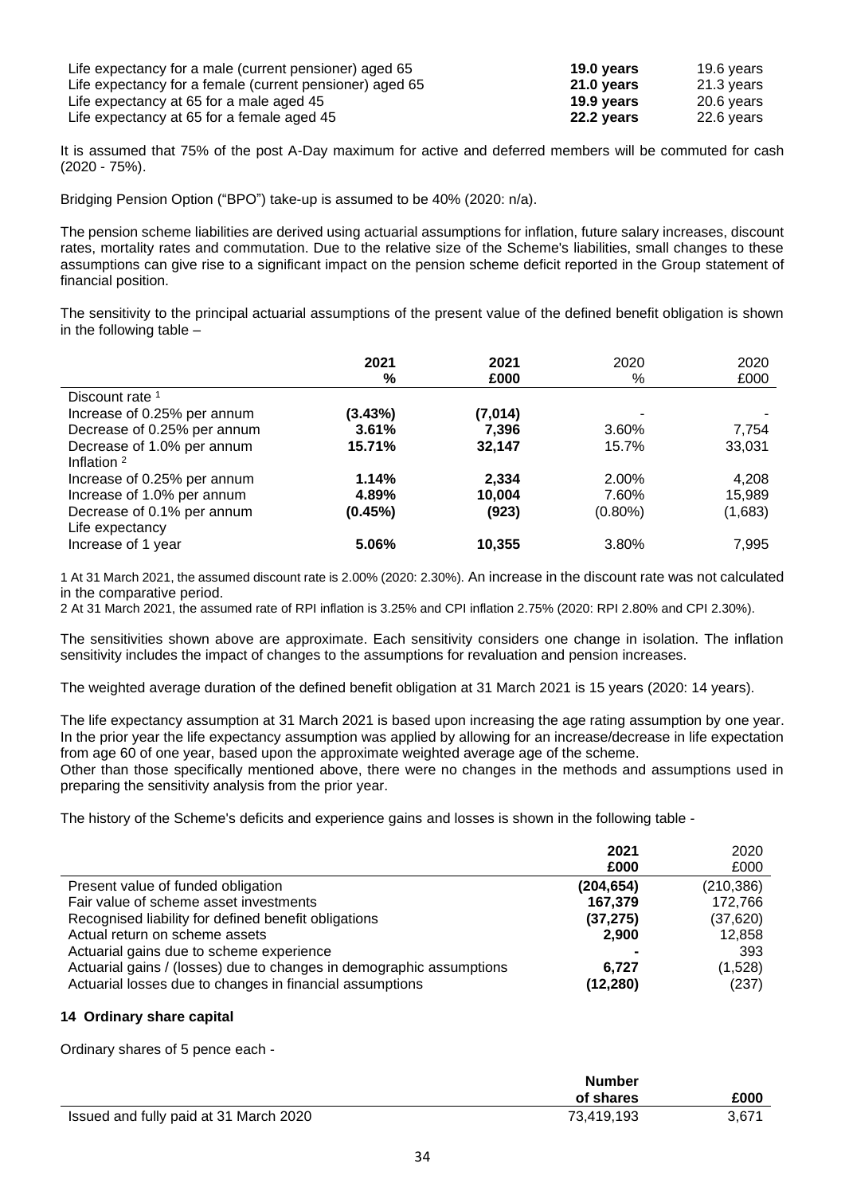| | | |
|---|---|---|
| Life expectancy for a male (current pensioner) aged 65 | **19.0 years** | 19.6 years |
| Life expectancy for a female (current pensioner) aged 65 | **21.0 years** | 21.3 years |
| Life expectancy at 65 for a male aged 45 | **19.9 years** | 20.6 years |
| Life expectancy at 65 for a female aged 45 | **22.2 years** | 22.6 years |

It is assumed that 75% of the post A-Day maximum for active and deferred members will be commuted for cash (2020 - 75%).

Bridging Pension Option ("BPO") take-up is assumed to be 40% (2020: n/a).

The pension scheme liabilities are derived using actuarial assumptions for inflation, future salary increases, discount rates, mortality rates and commutation. Due to the relative size of the Scheme's liabilities, small changes to these assumptions can give rise to a significant impact on the pension scheme deficit reported in the Group statement of financial position.

The sensitivity to the principal actuarial assumptions of the present value of the defined benefit obligation is shown in the following table –

| | **2021 %** | **2021 £000** | 2020 % | 2020 £000 |
|---|---|---|---|---|
| Discount rate [1] | | | | |
| Increase of 0.25% per annum | **(3.43%)** | **(7,014)** | - | - |
| Decrease of 0.25% per annum | **3.61%** | **7,396** | 3.60% | 7,754 |
| Decrease of 1.0% per annum | **15.71%** | **32,147** | 15.7% | 33,031 |
| Inflation [2] | | | | |
| Increase of 0.25% per annum | **1.14%** | **2,334** | 2.00% | 4,208 |
| Increase of 1.0% per annum | **4.89%** | **10,004** | 7.60% | 15,989 |
| Decrease of 0.1% per annum | **(0.45%)** | **(923)** | (0.80%) | (1,683) |
| Life expectancy | | | | |
| Increase of 1 year | **5.06%** | **10,355** | 3.80% | 7,995 |

1 At 31 March 2021, the assumed discount rate is 2.00% (2020: 2.30%). An increase in the discount rate was not calculated in the comparative period.

2 At 31 March 2021, the assumed rate of RPI inflation is 3.25% and CPI inflation 2.75% (2020: RPI 2.80% and CPI 2.30%).

The sensitivities shown above are approximate. Each sensitivity considers one change in isolation. The inflation sensitivity includes the impact of changes to the assumptions for revaluation and pension increases.

The weighted average duration of the defined benefit obligation at 31 March 2021 is 15 years (2020: 14 years).

The life expectancy assumption at 31 March 2021 is based upon increasing the age rating assumption by one year. In the prior year the life expectancy assumption was applied by allowing for an increase/decrease in life expectation from age 60 of one year, based upon the approximate weighted average age of the scheme.

Other than those specifically mentioned above, there were no changes in the methods and assumptions used in preparing the sensitivity analysis from the prior year.

The history of the Scheme's deficits and experience gains and losses is shown in the following table -

| | **2021 £000** | 2020 £000 |
|---|---|---|
| Present value of funded obligation | **(204,654)** | (210,386) |
| Fair value of scheme asset investments | **167,379** | 172,766 |
| Recognised liability for defined benefit obligations | **(37,275)** | (37,620) |
| Actual return on scheme assets | **2,900** | 12,858 |
| Actuarial gains due to scheme experience | **-** | 393 |
| Actuarial gains / (losses) due to changes in demographic assumptions | **6,727** | (1,528) |
| Actuarial losses due to changes in financial assumptions | **(12,280)** | (237) |

## 14 Ordinary share capital

Ordinary shares of 5 pence each -

| | **Number of shares** | **£000** |
|---|---|---|
| Issued and fully paid at 31 March 2020 | 73,419,193 | 3,671 |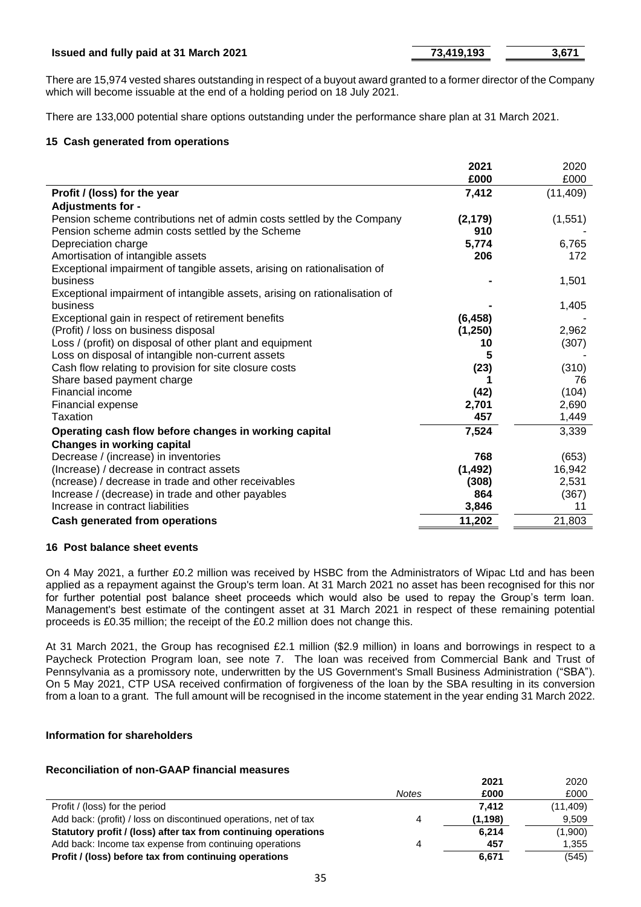| **Issued and fully paid at 31 March 2021** | **73,419,193** | **3,671** |
|---|---|---|

There are 15,974 vested shares outstanding in respect of a buyout award granted to a former director of the Company which will become issuable at the end of a holding period on 18 July 2021.

There are 133,000 potential share options outstanding under the performance share plan at 31 March 2021.

## 15 Cash generated from operations

| | 2021 £000 | 2020 £000 |
|---|---|---|
| **Profit / (loss) for the year** | **7,412** | (11,409) |
| **Adjustments for -** | | |
| Pension scheme contributions net of admin costs settled by the Company | **(2,179)** | (1,551) |
| Pension scheme admin costs settled by the Scheme | **910** | - |
| Depreciation charge | **5,774** | 6,765 |
| Amortisation of intangible assets | **206** | 172 |
| Exceptional impairment of tangible assets, arising on rationalisation of business | **-** | 1,501 |
| Exceptional impairment of intangible assets, arising on rationalisation of business | **-** | 1,405 |
| Exceptional gain in respect of retirement benefits | **(6,458)** | - |
| (Profit) / loss on business disposal | **(1,250)** | 2,962 |
| Loss / (profit) on disposal of other plant and equipment | **10** | (307) |
| Loss on disposal of intangible non-current assets | **5** | - |
| Cash flow relating to provision for site closure costs | **(23)** | (310) |
| Share based payment charge | **1** | 76 |
| Financial income | **(42)** | (104) |
| Financial expense | **2,701** | 2,690 |
| Taxation | **457** | 1,449 |
| **Operating cash flow before changes in working capital** | **7,524** | 3,339 |
| **Changes in working capital** | | |
| Decrease / (increase) in inventories | **768** | (653) |
| (Increase) / decrease in contract assets | **(1,492)** | 16,942 |
| (ncrease) / decrease in trade and other receivables | **(308)** | 2,531 |
| Increase / (decrease) in trade and other payables | **864** | (367) |
| Increase in contract liabilities | **3,846** | 11 |
| **Cash generated from operations** | **11,202** | 21,803 |

## 16 Post balance sheet events

On 4 May 2021, a further £0.2 million was received by HSBC from the Administrators of Wipac Ltd and has been applied as a repayment against the Group's term loan. At 31 March 2021 no asset has been recognised for this nor for further potential post balance sheet proceeds which would also be used to repay the Group's term loan. Management's best estimate of the contingent asset at 31 March 2021 in respect of these remaining potential proceeds is £0.35 million; the receipt of the £0.2 million does not change this.

At 31 March 2021, the Group has recognised £2.1 million ($2.9 million) in loans and borrowings in respect to a Paycheck Protection Program loan, see note 7. The loan was received from Commercial Bank and Trust of Pennsylvania as a promissory note, underwritten by the US Government's Small Business Administration ("SBA"). On 5 May 2021, CTP USA received confirmation of forgiveness of the loan by the SBA resulting in its conversion from a loan to a grant. The full amount will be recognised in the income statement in the year ending 31 March 2022.

## Information for shareholders

### Reconciliation of non-GAAP financial measures

| | *Notes* | 2021 £000 | 2020 £000 |
|---|---|---|---|
| Profit / (loss) for the period | | **7,412** | (11,409) |
| Add back: (profit) / loss on discontinued operations, net of tax | 4 | **(1,198)** | 9,509 |
| **Statutory profit / (loss) after tax from continuing operations** | | **6,214** | (1,900) |
| Add back: Income tax expense from continuing operations | 4 | **457** | 1,355 |
| **Profit / (loss) before tax from continuing operations** | | **6,671** | (545) |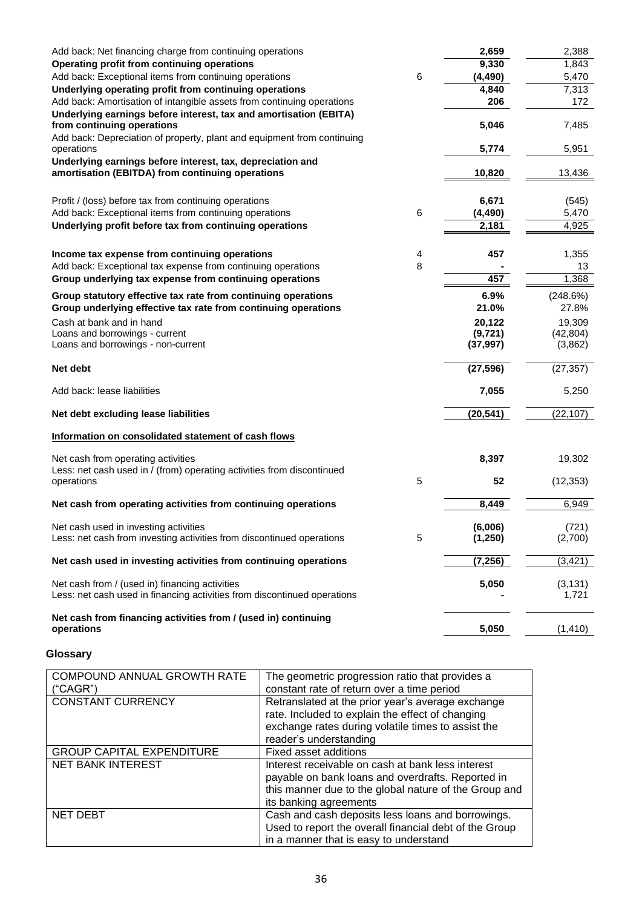| | Note | | |
|---|---|---|---|
| Add back: Net financing charge from continuing operations | | **2,659** | 2,388 |
| **Operating profit from continuing operations** | | **9,330** | 1,843 |
| Add back: Exceptional items from continuing operations | 6 | **(4,490)** | 5,470 |
| **Underlying operating profit from continuing operations** | | **4,840** | 7,313 |
| Add back: Amortisation of intangible assets from continuing operations | | **206** | 172 |
| **Underlying earnings before interest, tax and amortisation (EBITA) from continuing operations** | | **5,046** | 7,485 |
| Add back: Depreciation of property, plant and equipment from continuing operations | | **5,774** | 5,951 |
| **Underlying earnings before interest, tax, depreciation and amortisation (EBITDA) from continuing operations** | | **10,820** | 13,436 |
| | | | |
| Profit / (loss) before tax from continuing operations | | **6,671** | (545) |
| Add back: Exceptional items from continuing operations | 6 | **(4,490)** | 5,470 |
| **Underlying profit before tax from continuing operations** | | **2,181** | 4,925 |
| | | | |
| **Income tax expense from continuing operations** | 4 | **457** | 1,355 |
| Add back: Exceptional tax expense from continuing operations | 8 | **-** | 13 |
| **Group underlying tax expense from continuing operations** | | **457** | 1,368 |
| | | | |
| **Group statutory effective tax rate from continuing operations** | | **6.9%** | (248.6%) |
| **Group underlying effective tax rate from continuing operations** | | **21.0%** | 27.8% |
| | | | |
| Cash at bank and in hand | | **20,122** | 19,309 |
| Loans and borrowings - current | | **(9,721)** | (42,804) |
| Loans and borrowings - non-current | | **(37,997)** | (3,862) |
| | | | |
| **Net debt** | | **(27,596)** | (27,357) |
| | | | |
| Add back: lease liabilities | | **7,055** | 5,250 |
| | | | |
| **Net debt excluding lease liabilities** | | **(20,541)** | (22,107) |

**Information on consolidated statement of cash flows**

| | Note | | |
|---|---|---|---|
| Net cash from operating activities | | **8,397** | 19,302 |
| Less: net cash used in / (from) operating activities from discontinued operations | 5 | **52** | (12,353) |
| | | | |
| **Net cash from operating activities from continuing operations** | | **8,449** | 6,949 |
| | | | |
| Net cash used in investing activities | | **(6,006)** | (721) |
| Less: net cash from investing activities from discontinued operations | 5 | **(1,250)** | (2,700) |
| | | | |
| **Net cash used in investing activities from continuing operations** | | **(7,256)** | (3,421) |
| | | | |
| Net cash from / (used in) financing activities | | **5,050** | (3,131) |
| Less: net cash used in financing activities from discontinued operations | | **-** | 1,721 |
| | | | |
| **Net cash from financing activities from / (used in) continuing operations** | | **5,050** | (1,410) |

## Glossary

| | |
|---|---|
| COMPOUND ANNUAL GROWTH RATE ("CAGR") | The geometric progression ratio that provides a constant rate of return over a time period |
| CONSTANT CURRENCY | Retranslated at the prior year's average exchange rate. Included to explain the effect of changing exchange rates during volatile times to assist the reader's understanding |
| GROUP CAPITAL EXPENDITURE | Fixed asset additions |
| NET BANK INTEREST | Interest receivable on cash at bank less interest payable on bank loans and overdrafts. Reported in this manner due to the global nature of the Group and its banking agreements |
| NET DEBT | Cash and cash deposits less loans and borrowings. Used to report the overall financial debt of the Group in a manner that is easy to understand |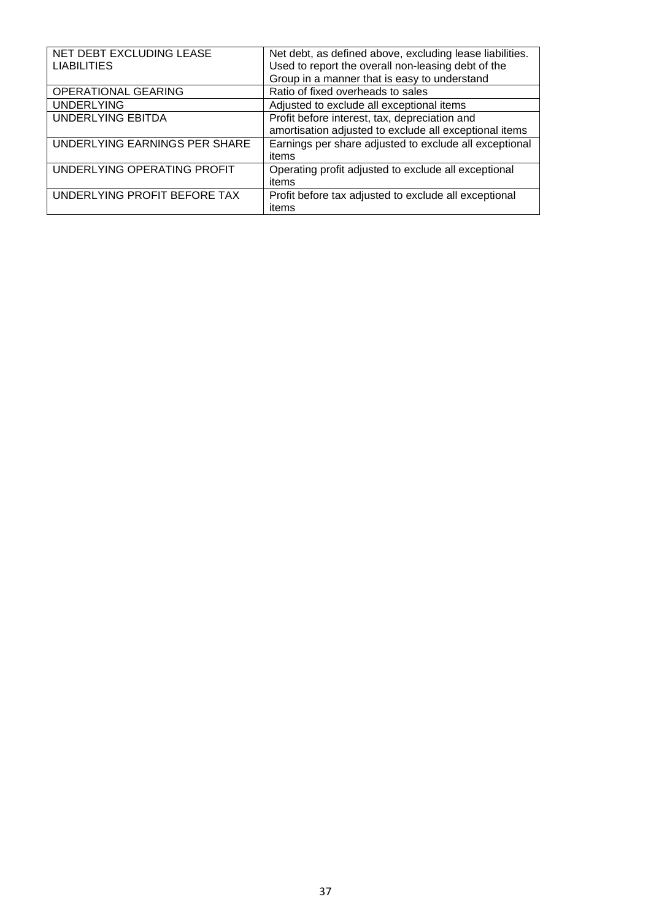| | |
|---|---|
| NET DEBT EXCLUDING LEASE LIABILITIES | Net debt, as defined above, excluding lease liabilities. Used to report the overall non-leasing debt of the Group in a manner that is easy to understand |
| OPERATIONAL GEARING | Ratio of fixed overheads to sales |
| UNDERLYING | Adjusted to exclude all exceptional items |
| UNDERLYING EBITDA | Profit before interest, tax, depreciation and amortisation adjusted to exclude all exceptional items |
| UNDERLYING EARNINGS PER SHARE | Earnings per share adjusted to exclude all exceptional items |
| UNDERLYING OPERATING PROFIT | Operating profit adjusted to exclude all exceptional items |
| UNDERLYING PROFIT BEFORE TAX | Profit before tax adjusted to exclude all exceptional items |